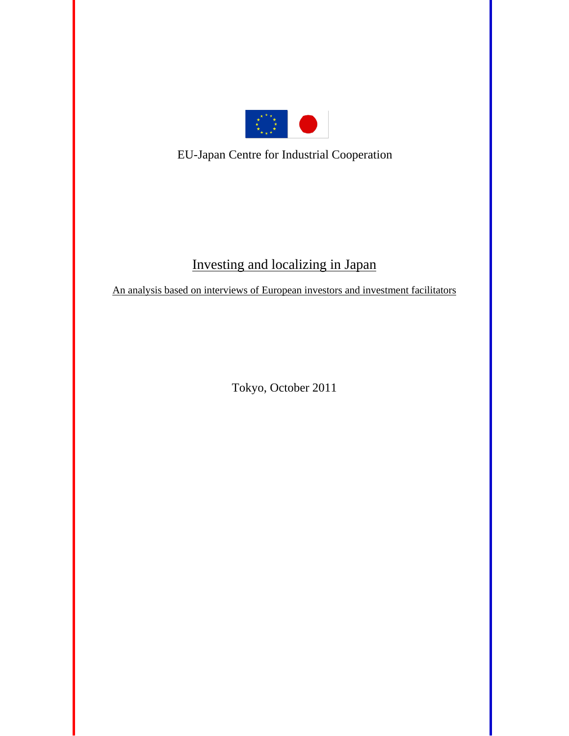EU-Japan Centre for Industrial Cooperation

# Investing and localizing in Japan

## An analysis based on interviews of European investors and investment facilitators

Tokyo, October 2011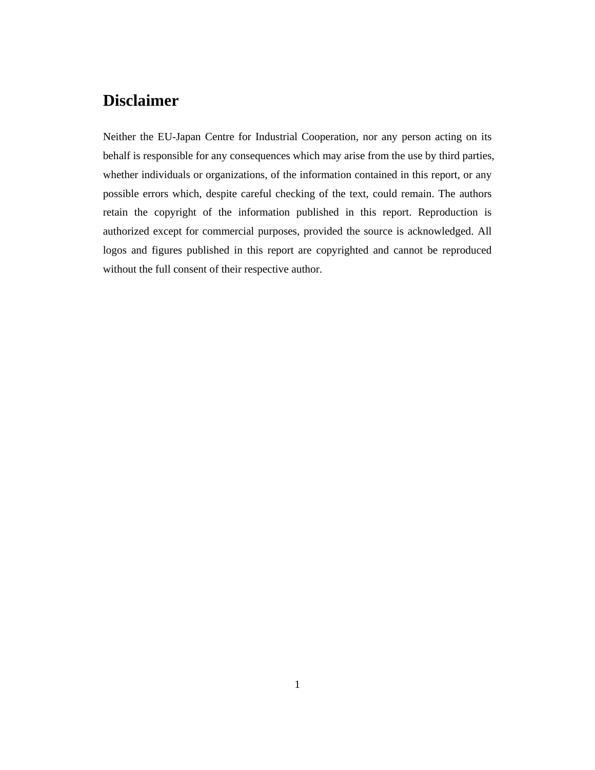# Disclaimer

Neither the EU-Japan Centre for Industrial Cooperation, nor any person acting on its behalf is responsible for any consequences which may arise from the use by third parties, whether individuals or organizations, of the information contained in this report, or any possible errors which, despite careful checking of the text, could remain. The authors retain the copyright of the information published in this report. Reproduction is authorized except for commercial purposes, provided the source is acknowledged. All logos and figures published in this report are copyrighted and cannot be reproduced without the full consent of their respective author.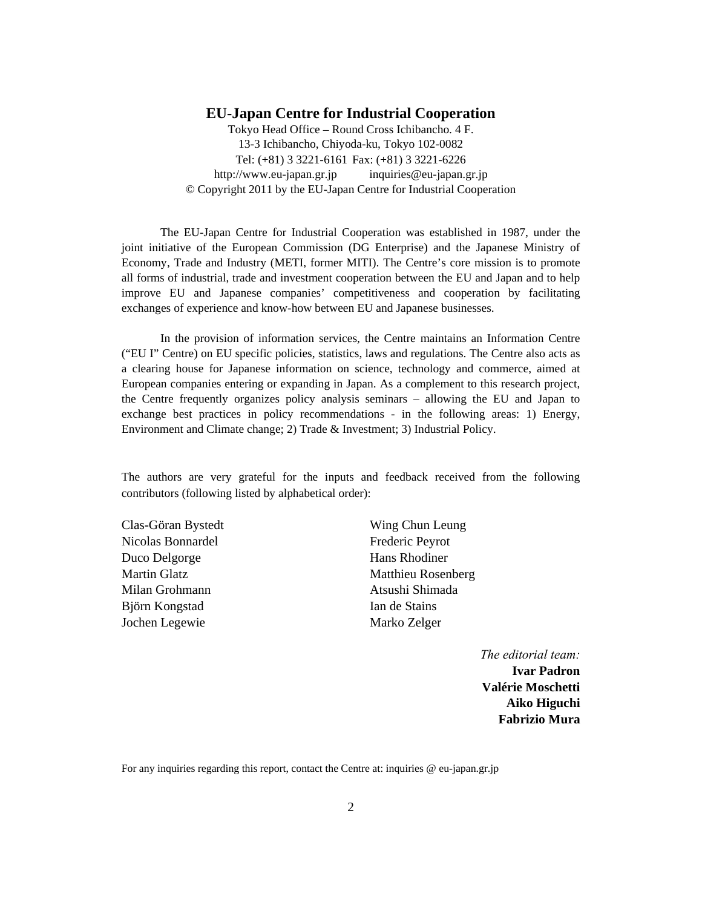**EU-Japan Centre for Industrial Cooperation**

Tokyo Head Office – Round Cross Ichibancho. 4 F.
13-3 Ichibancho, Chiyoda-ku, Tokyo 102-0082
Tel: (+81) 3 3221-6161 Fax: (+81) 3 3221-6226
http://www.eu-japan.gr.jp inquiries@eu-japan.gr.jp
© Copyright 2011 by the EU-Japan Centre for Industrial Cooperation

The EU-Japan Centre for Industrial Cooperation was established in 1987, under the joint initiative of the European Commission (DG Enterprise) and the Japanese Ministry of Economy, Trade and Industry (METI, former MITI). The Centre's core mission is to promote all forms of industrial, trade and investment cooperation between the EU and Japan and to help improve EU and Japanese companies' competitiveness and cooperation by facilitating exchanges of experience and know-how between EU and Japanese businesses.

In the provision of information services, the Centre maintains an Information Centre ("EU I" Centre) on EU specific policies, statistics, laws and regulations. The Centre also acts as a clearing house for Japanese information on science, technology and commerce, aimed at European companies entering or expanding in Japan. As a complement to this research project, the Centre frequently organizes policy analysis seminars – allowing the EU and Japan to exchange best practices in policy recommendations - in the following areas: 1) Energy, Environment and Climate change; 2) Trade & Investment; 3) Industrial Policy.

The authors are very grateful for the inputs and feedback received from the following contributors (following listed by alphabetical order):

Clas-Göran Bystedt
Nicolas Bonnardel
Duco Delgorge
Martin Glatz
Milan Grohmann
Björn Kongstad
Jochen Legewie
Wing Chun Leung
Frederic Peyrot
Hans Rhodiner
Matthieu Rosenberg
Atsushi Shimada
Ian de Stains
Marko Zelger

*The editorial team:*
**Ivar Padron**
**Valérie Moschetti**
**Aiko Higuchi**
**Fabrizio Mura**

For any inquiries regarding this report, contact the Centre at: inquiries @ eu-japan.gr.jp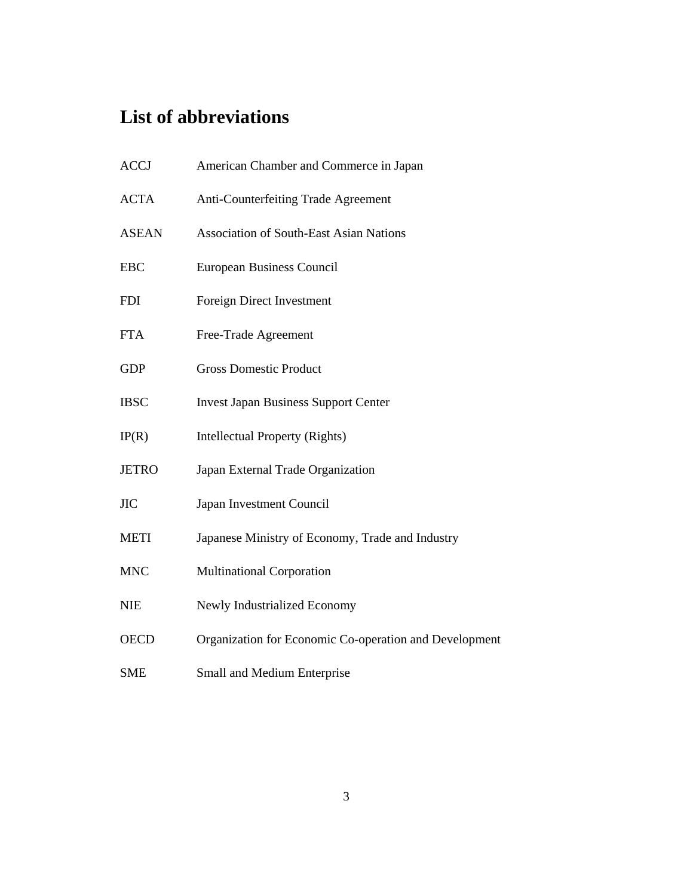# List of abbreviations

| | |
|---|---|
| ACCJ | American Chamber and Commerce in Japan |
| ACTA | Anti-Counterfeiting Trade Agreement |
| ASEAN | Association of South-East Asian Nations |
| EBC | European Business Council |
| FDI | Foreign Direct Investment |
| FTA | Free-Trade Agreement |
| GDP | Gross Domestic Product |
| IBSC | Invest Japan Business Support Center |
| IP(R) | Intellectual Property (Rights) |
| JETRO | Japan External Trade Organization |
| JIC | Japan Investment Council |
| METI | Japanese Ministry of Economy, Trade and Industry |
| MNC | Multinational Corporation |
| NIE | Newly Industrialized Economy |
| OECD | Organization for Economic Co-operation and Development |
| SME | Small and Medium Enterprise |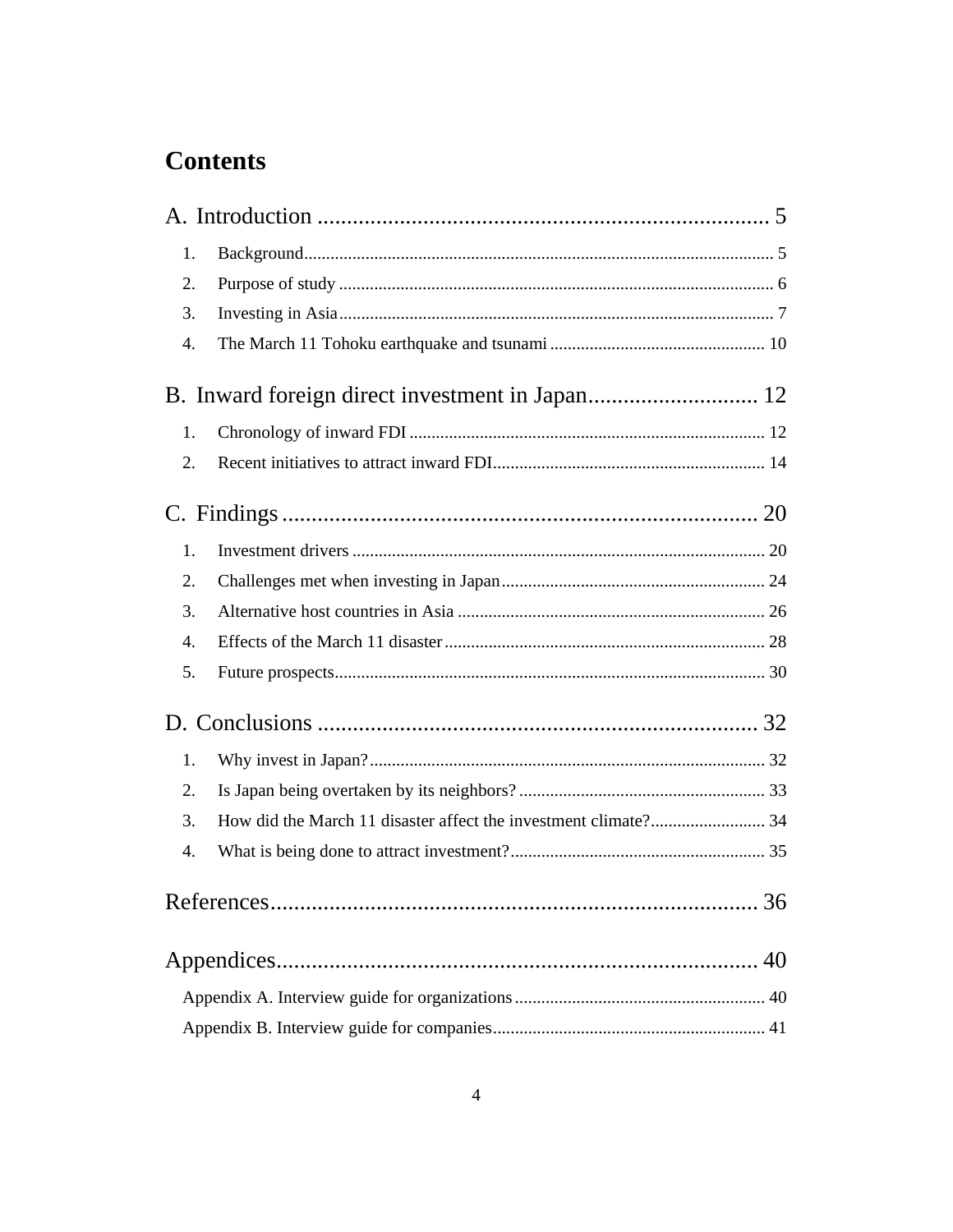# Contents

**A. Introduction** ... 5

1. Background ... 5
2. Purpose of study ... 6
3. Investing in Asia ... 7
4. The March 11 Tohoku earthquake and tsunami ... 10

**B. Inward foreign direct investment in Japan** ... 12

1. Chronology of inward FDI ... 12
2. Recent initiatives to attract inward FDI ... 14

**C. Findings** ... 20

1. Investment drivers ... 20
2. Challenges met when investing in Japan ... 24
3. Alternative host countries in Asia ... 26
4. Effects of the March 11 disaster ... 28
5. Future prospects ... 30

**D. Conclusions** ... 32

1. Why invest in Japan? ... 32
2. Is Japan being overtaken by its neighbors? ... 33
3. How did the March 11 disaster affect the investment climate? ... 34
4. What is being done to attract investment? ... 35

**References** ... 36

**Appendices** ... 40

Appendix A. Interview guide for organizations ... 40

Appendix B. Interview guide for companies ... 41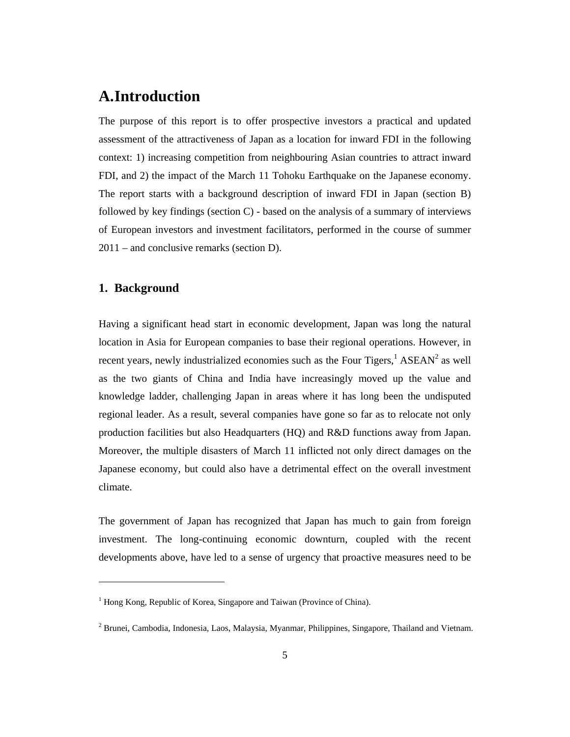# A. Introduction

The purpose of this report is to offer prospective investors a practical and updated assessment of the attractiveness of Japan as a location for inward FDI in the following context: 1) increasing competition from neighbouring Asian countries to attract inward FDI, and 2) the impact of the March 11 Tohoku Earthquake on the Japanese economy. The report starts with a background description of inward FDI in Japan (section B) followed by key findings (section C) - based on the analysis of a summary of interviews of European investors and investment facilitators, performed in the course of summer 2011 – and conclusive remarks (section D).

## 1. Background

Having a significant head start in economic development, Japan was long the natural location in Asia for European companies to base their regional operations. However, in recent years, newly industrialized economies such as the Four Tigers,[1] ASEAN[2] as well as the two giants of China and India have increasingly moved up the value and knowledge ladder, challenging Japan in areas where it has long been the undisputed regional leader. As a result, several companies have gone so far as to relocate not only production facilities but also Headquarters (HQ) and R&D functions away from Japan. Moreover, the multiple disasters of March 11 inflicted not only direct damages on the Japanese economy, but could also have a detrimental effect on the overall investment climate.

The government of Japan has recognized that Japan has much to gain from foreign investment. The long-continuing economic downturn, coupled with the recent developments above, have led to a sense of urgency that proactive measures need to be

---

[1] Hong Kong, Republic of Korea, Singapore and Taiwan (Province of China).

[2] Brunei, Cambodia, Indonesia, Laos, Malaysia, Myanmar, Philippines, Singapore, Thailand and Vietnam.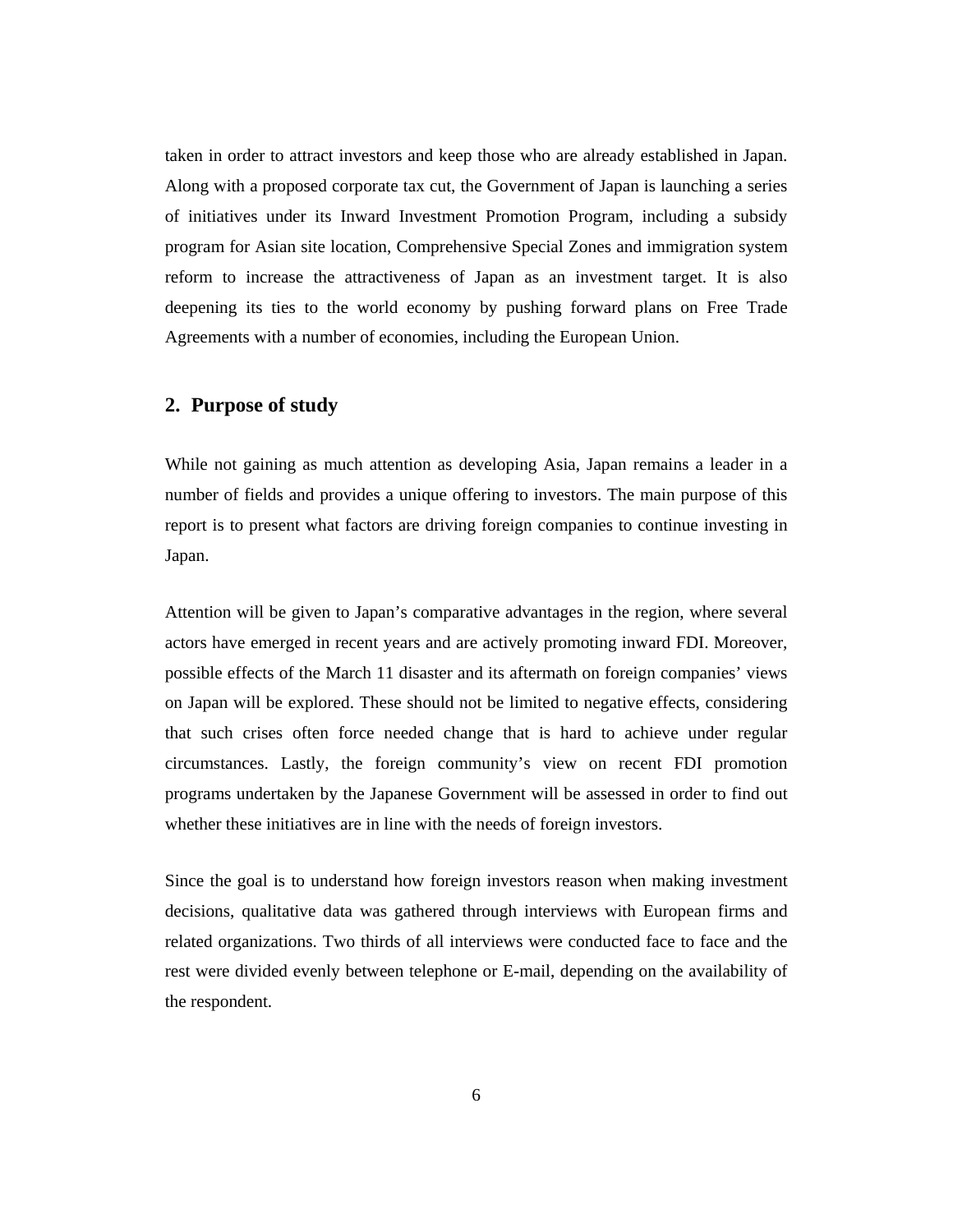taken in order to attract investors and keep those who are already established in Japan. Along with a proposed corporate tax cut, the Government of Japan is launching a series of initiatives under its Inward Investment Promotion Program, including a subsidy program for Asian site location, Comprehensive Special Zones and immigration system reform to increase the attractiveness of Japan as an investment target. It is also deepening its ties to the world economy by pushing forward plans on Free Trade Agreements with a number of economies, including the European Union.

## 2. Purpose of study

While not gaining as much attention as developing Asia, Japan remains a leader in a number of fields and provides a unique offering to investors. The main purpose of this report is to present what factors are driving foreign companies to continue investing in Japan.

Attention will be given to Japan's comparative advantages in the region, where several actors have emerged in recent years and are actively promoting inward FDI. Moreover, possible effects of the March 11 disaster and its aftermath on foreign companies' views on Japan will be explored. These should not be limited to negative effects, considering that such crises often force needed change that is hard to achieve under regular circumstances. Lastly, the foreign community's view on recent FDI promotion programs undertaken by the Japanese Government will be assessed in order to find out whether these initiatives are in line with the needs of foreign investors.

Since the goal is to understand how foreign investors reason when making investment decisions, qualitative data was gathered through interviews with European firms and related organizations. Two thirds of all interviews were conducted face to face and the rest were divided evenly between telephone or E-mail, depending on the availability of the respondent.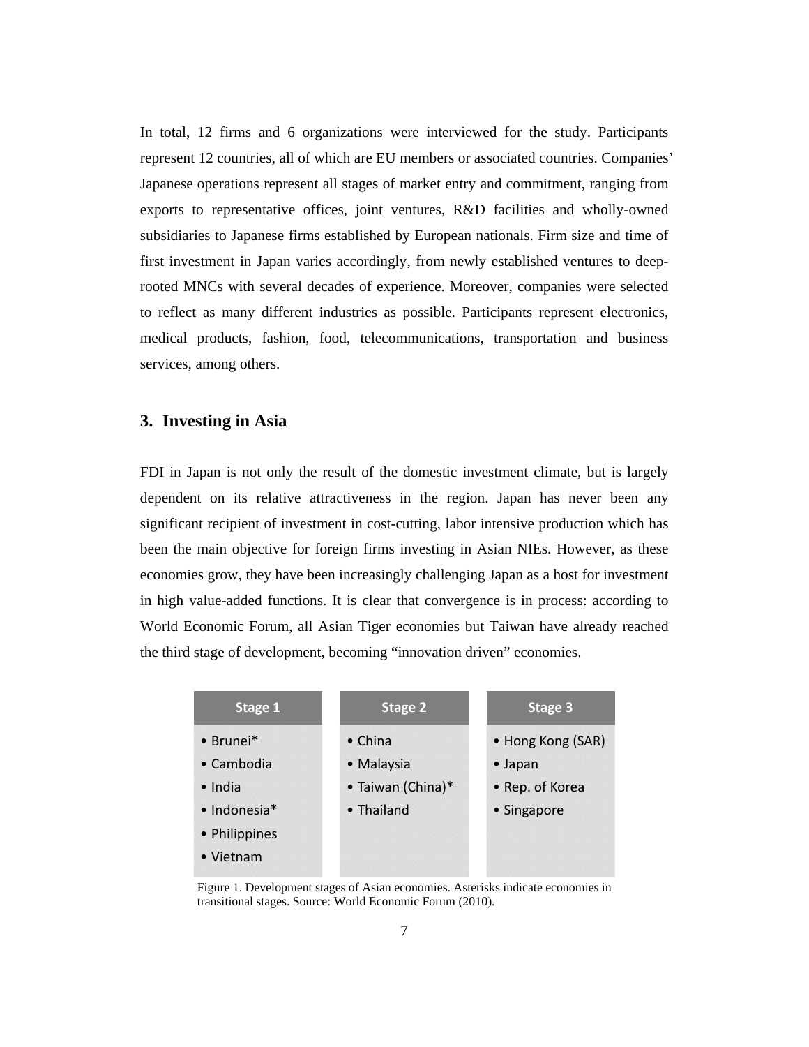In total, 12 firms and 6 organizations were interviewed for the study. Participants represent 12 countries, all of which are EU members or associated countries. Companies' Japanese operations represent all stages of market entry and commitment, ranging from exports to representative offices, joint ventures, R&D facilities and wholly-owned subsidiaries to Japanese firms established by European nationals. Firm size and time of first investment in Japan varies accordingly, from newly established ventures to deep-rooted MNCs with several decades of experience. Moreover, companies were selected to reflect as many different industries as possible. Participants represent electronics, medical products, fashion, food, telecommunications, transportation and business services, among others.

## 3. Investing in Asia

FDI in Japan is not only the result of the domestic investment climate, but is largely dependent on its relative attractiveness in the region. Japan has never been any significant recipient of investment in cost-cutting, labor intensive production which has been the main objective for foreign firms investing in Asian NIEs. However, as these economies grow, they have been increasingly challenging Japan as a host for investment in high value-added functions. It is clear that convergence is in process: according to World Economic Forum, all Asian Tiger economies but Taiwan have already reached the third stage of development, becoming "innovation driven" economies.

| Stage 1 | Stage 2 | Stage 3 |
| --- | --- | --- |
| • Brunei* | • China | • Hong Kong (SAR) |
| • Cambodia | • Malaysia | • Japan |
| • India | • Taiwan (China)* | • Rep. of Korea |
| • Indonesia* | • Thailand | • Singapore |
| • Philippines | | |
| • Vietnam | | |

Figure 1. Development stages of Asian economies. Asterisks indicate economies in transitional stages. Source: World Economic Forum (2010).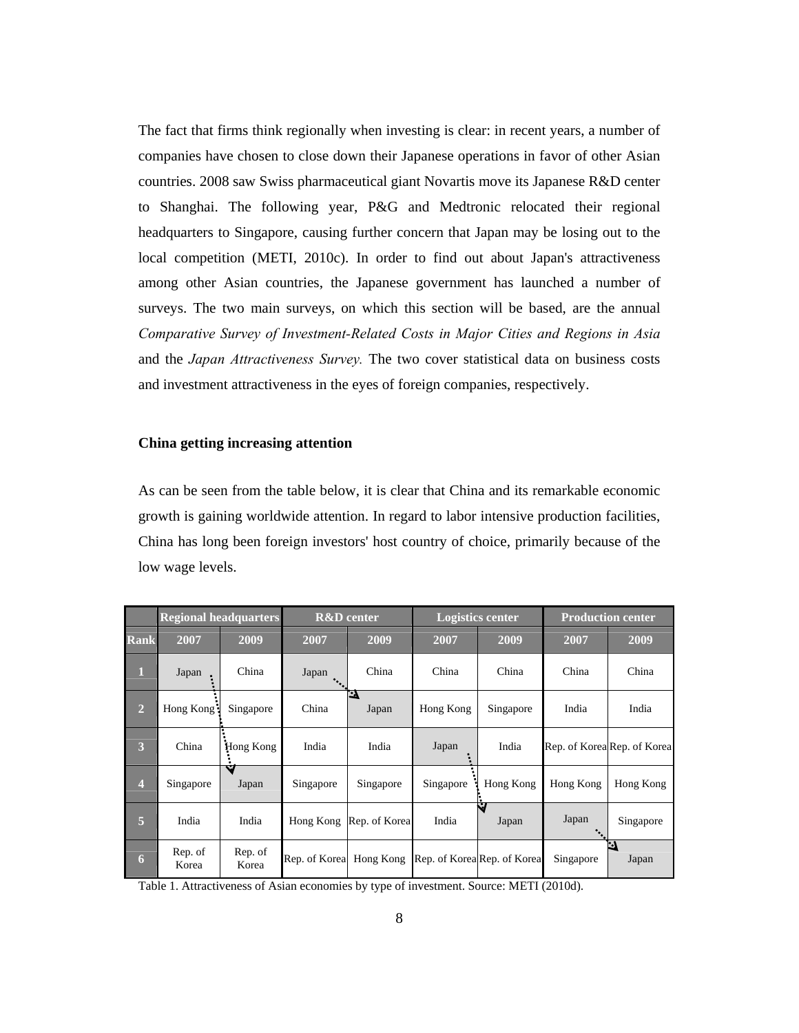The fact that firms think regionally when investing is clear: in recent years, a number of companies have chosen to close down their Japanese operations in favor of other Asian countries. 2008 saw Swiss pharmaceutical giant Novartis move its Japanese R&D center to Shanghai. The following year, P&G and Medtronic relocated their regional headquarters to Singapore, causing further concern that Japan may be losing out to the local competition (METI, 2010c). In order to find out about Japan's attractiveness among other Asian countries, the Japanese government has launched a number of surveys. The two main surveys, on which this section will be based, are the annual *Comparative Survey of Investment-Related Costs in Major Cities and Regions in Asia* and the *Japan Attractiveness Survey.* The two cover statistical data on business costs and investment attractiveness in the eyes of foreign companies, respectively.

**China getting increasing attention**

As can be seen from the table below, it is clear that China and its remarkable economic growth is gaining worldwide attention. In regard to labor intensive production facilities, China has long been foreign investors' host country of choice, primarily because of the low wage levels.

| | Regional headquarters | | R&D center | | Logistics center | | Production center | |
|---|---|---|---|---|---|---|---|---|
| **Rank** | **2007** | **2009** | **2007** | **2009** | **2007** | **2009** | **2007** | **2009** |
| **1** | Japan | China | Japan | China | China | China | China | China |
| **2** | Hong Kong | Singapore | China | Japan | Hong Kong | Singapore | India | India |
| **3** | China | Hong Kong | India | India | Japan | India | Rep. of Korea | Rep. of Korea |
| **4** | Singapore | Japan | Singapore | Singapore | Singapore | Hong Kong | Hong Kong | Hong Kong |
| **5** | India | India | Hong Kong | Rep. of Korea | India | Japan | Japan | Singapore |
| **6** | Rep. of Korea | Rep. of Korea | Rep. of Korea | Hong Kong | Rep. of Korea | Rep. of Korea | Singapore | Japan |

Table 1. Attractiveness of Asian economies by type of investment. Source: METI (2010d).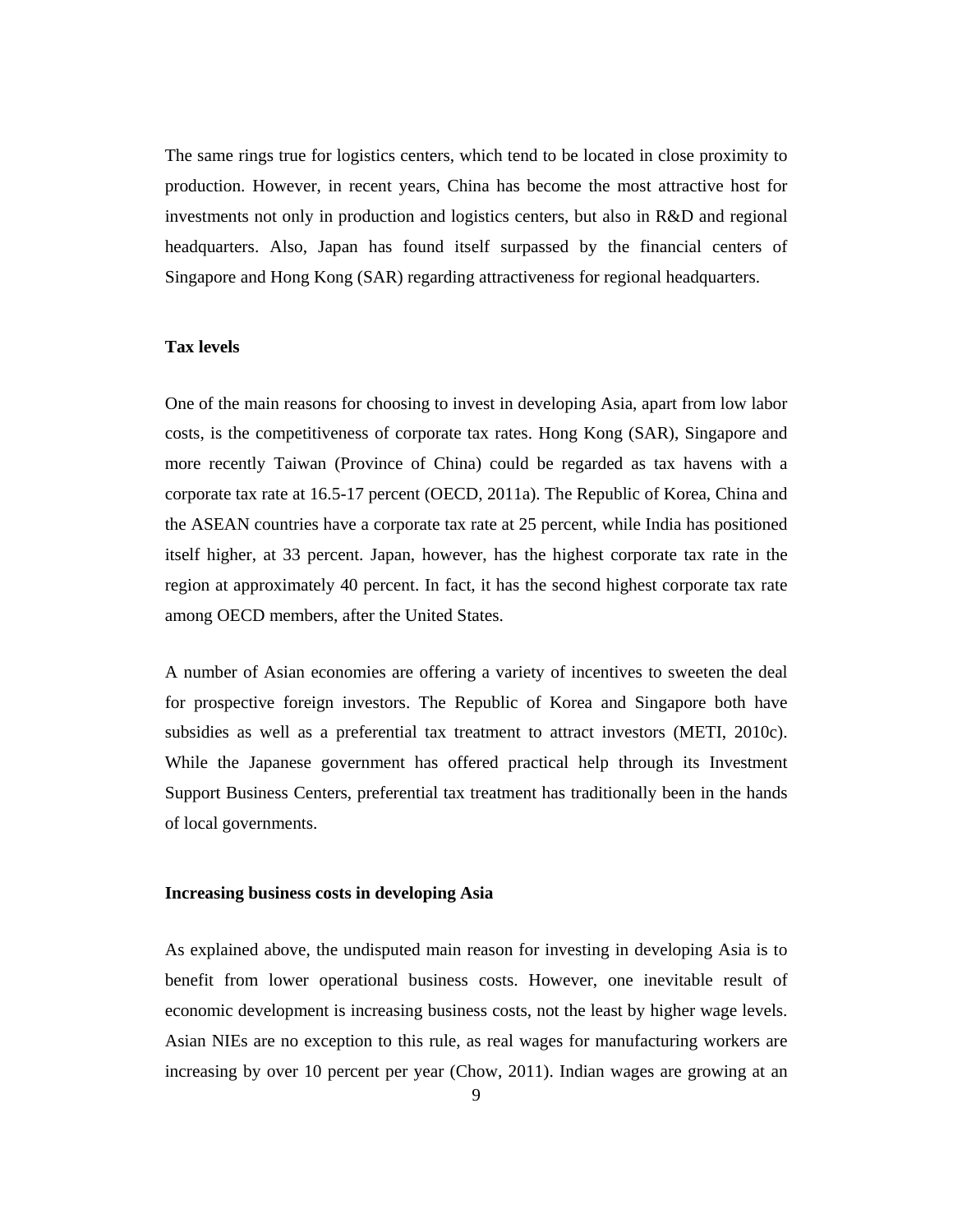The same rings true for logistics centers, which tend to be located in close proximity to production. However, in recent years, China has become the most attractive host for investments not only in production and logistics centers, but also in R&D and regional headquarters. Also, Japan has found itself surpassed by the financial centers of Singapore and Hong Kong (SAR) regarding attractiveness for regional headquarters.

**Tax levels**

One of the main reasons for choosing to invest in developing Asia, apart from low labor costs, is the competitiveness of corporate tax rates. Hong Kong (SAR), Singapore and more recently Taiwan (Province of China) could be regarded as tax havens with a corporate tax rate at 16.5-17 percent (OECD, 2011a). The Republic of Korea, China and the ASEAN countries have a corporate tax rate at 25 percent, while India has positioned itself higher, at 33 percent. Japan, however, has the highest corporate tax rate in the region at approximately 40 percent. In fact, it has the second highest corporate tax rate among OECD members, after the United States.

A number of Asian economies are offering a variety of incentives to sweeten the deal for prospective foreign investors. The Republic of Korea and Singapore both have subsidies as well as a preferential tax treatment to attract investors (METI, 2010c). While the Japanese government has offered practical help through its Investment Support Business Centers, preferential tax treatment has traditionally been in the hands of local governments.

**Increasing business costs in developing Asia**

As explained above, the undisputed main reason for investing in developing Asia is to benefit from lower operational business costs. However, one inevitable result of economic development is increasing business costs, not the least by higher wage levels. Asian NIEs are no exception to this rule, as real wages for manufacturing workers are increasing by over 10 percent per year (Chow, 2011). Indian wages are growing at an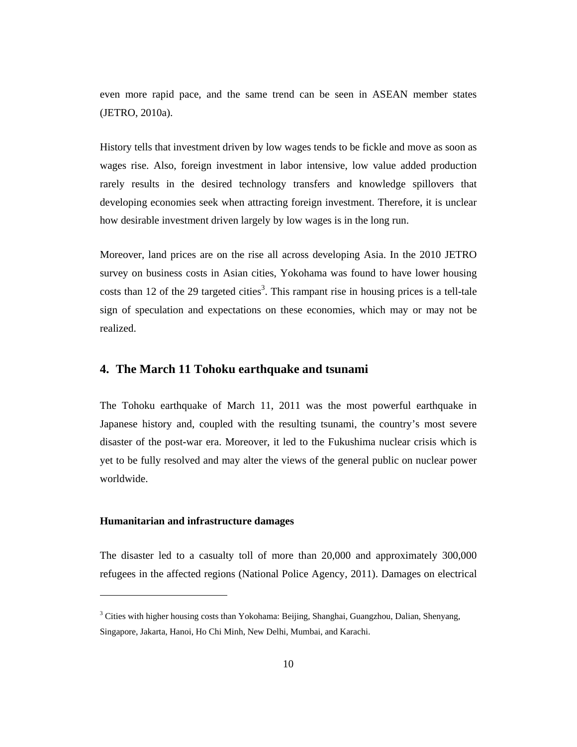even more rapid pace, and the same trend can be seen in ASEAN member states (JETRO, 2010a).

History tells that investment driven by low wages tends to be fickle and move as soon as wages rise. Also, foreign investment in labor intensive, low value added production rarely results in the desired technology transfers and knowledge spillovers that developing economies seek when attracting foreign investment. Therefore, it is unclear how desirable investment driven largely by low wages is in the long run.

Moreover, land prices are on the rise all across developing Asia. In the 2010 JETRO survey on business costs in Asian cities, Yokohama was found to have lower housing costs than 12 of the 29 targeted cities[3]. This rampant rise in housing prices is a tell-tale sign of speculation and expectations on these economies, which may or may not be realized.

## 4. The March 11 Tohoku earthquake and tsunami

The Tohoku earthquake of March 11, 2011 was the most powerful earthquake in Japanese history and, coupled with the resulting tsunami, the country's most severe disaster of the post-war era. Moreover, it led to the Fukushima nuclear crisis which is yet to be fully resolved and may alter the views of the general public on nuclear power worldwide.

### Humanitarian and infrastructure damages

The disaster led to a casualty toll of more than 20,000 and approximately 300,000 refugees in the affected regions (National Police Agency, 2011). Damages on electrical

---

[3] Cities with higher housing costs than Yokohama: Beijing, Shanghai, Guangzhou, Dalian, Shenyang, Singapore, Jakarta, Hanoi, Ho Chi Minh, New Delhi, Mumbai, and Karachi.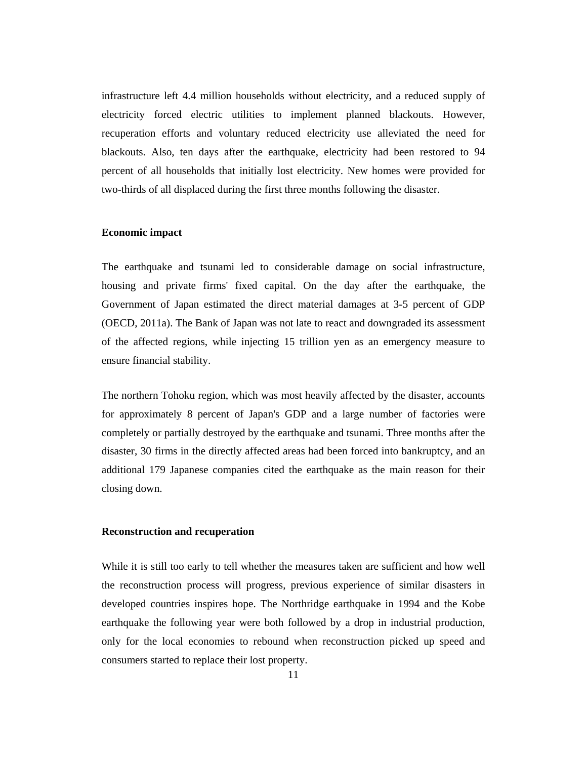infrastructure left 4.4 million households without electricity, and a reduced supply of electricity forced electric utilities to implement planned blackouts. However, recuperation efforts and voluntary reduced electricity use alleviated the need for blackouts. Also, ten days after the earthquake, electricity had been restored to 94 percent of all households that initially lost electricity. New homes were provided for two-thirds of all displaced during the first three months following the disaster.

**Economic impact**

The earthquake and tsunami led to considerable damage on social infrastructure, housing and private firms' fixed capital. On the day after the earthquake, the Government of Japan estimated the direct material damages at 3-5 percent of GDP (OECD, 2011a). The Bank of Japan was not late to react and downgraded its assessment of the affected regions, while injecting 15 trillion yen as an emergency measure to ensure financial stability.

The northern Tohoku region, which was most heavily affected by the disaster, accounts for approximately 8 percent of Japan's GDP and a large number of factories were completely or partially destroyed by the earthquake and tsunami. Three months after the disaster, 30 firms in the directly affected areas had been forced into bankruptcy, and an additional 179 Japanese companies cited the earthquake as the main reason for their closing down.

**Reconstruction and recuperation**

While it is still too early to tell whether the measures taken are sufficient and how well the reconstruction process will progress, previous experience of similar disasters in developed countries inspires hope. The Northridge earthquake in 1994 and the Kobe earthquake the following year were both followed by a drop in industrial production, only for the local economies to rebound when reconstruction picked up speed and consumers started to replace their lost property.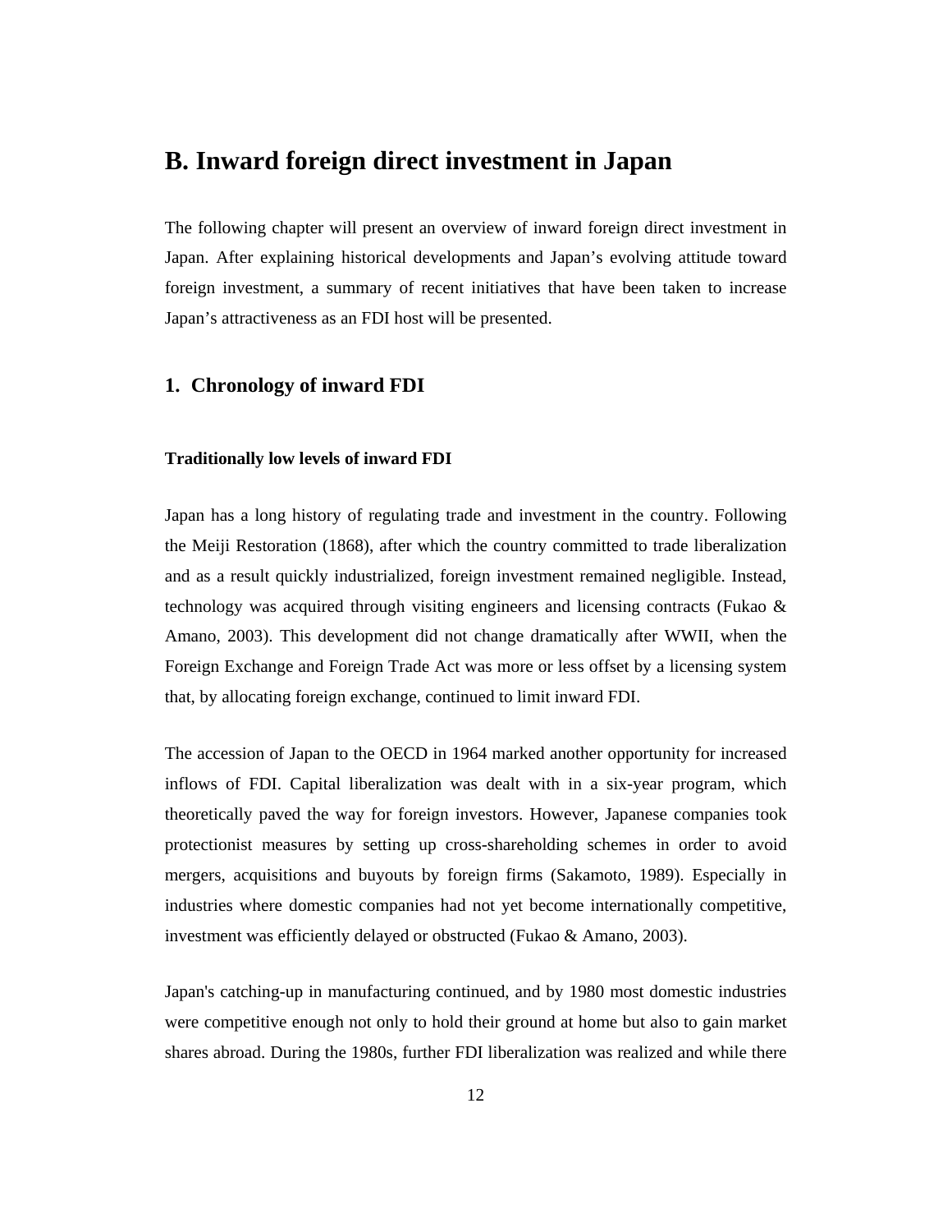# B. Inward foreign direct investment in Japan

The following chapter will present an overview of inward foreign direct investment in Japan. After explaining historical developments and Japan's evolving attitude toward foreign investment, a summary of recent initiatives that have been taken to increase Japan's attractiveness as an FDI host will be presented.

## 1. Chronology of inward FDI

### Traditionally low levels of inward FDI

Japan has a long history of regulating trade and investment in the country. Following the Meiji Restoration (1868), after which the country committed to trade liberalization and as a result quickly industrialized, foreign investment remained negligible. Instead, technology was acquired through visiting engineers and licensing contracts (Fukao & Amano, 2003). This development did not change dramatically after WWII, when the Foreign Exchange and Foreign Trade Act was more or less offset by a licensing system that, by allocating foreign exchange, continued to limit inward FDI.

The accession of Japan to the OECD in 1964 marked another opportunity for increased inflows of FDI. Capital liberalization was dealt with in a six-year program, which theoretically paved the way for foreign investors. However, Japanese companies took protectionist measures by setting up cross-shareholding schemes in order to avoid mergers, acquisitions and buyouts by foreign firms (Sakamoto, 1989). Especially in industries where domestic companies had not yet become internationally competitive, investment was efficiently delayed or obstructed (Fukao & Amano, 2003).

Japan's catching-up in manufacturing continued, and by 1980 most domestic industries were competitive enough not only to hold their ground at home but also to gain market shares abroad. During the 1980s, further FDI liberalization was realized and while there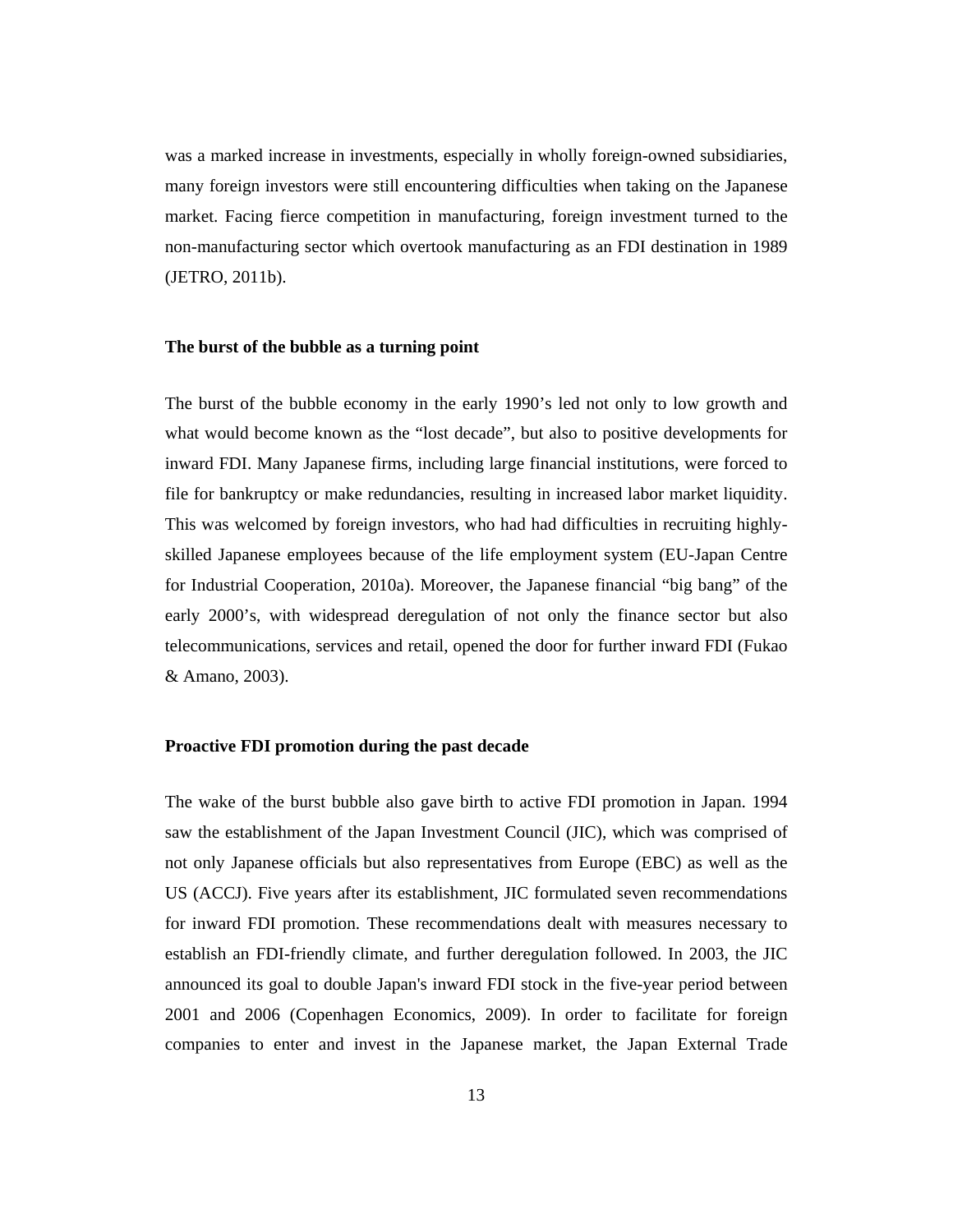was a marked increase in investments, especially in wholly foreign-owned subsidiaries, many foreign investors were still encountering difficulties when taking on the Japanese market. Facing fierce competition in manufacturing, foreign investment turned to the non-manufacturing sector which overtook manufacturing as an FDI destination in 1989 (JETRO, 2011b).

### The burst of the bubble as a turning point

The burst of the bubble economy in the early 1990's led not only to low growth and what would become known as the "lost decade", but also to positive developments for inward FDI. Many Japanese firms, including large financial institutions, were forced to file for bankruptcy or make redundancies, resulting in increased labor market liquidity. This was welcomed by foreign investors, who had had difficulties in recruiting highly-skilled Japanese employees because of the life employment system (EU-Japan Centre for Industrial Cooperation, 2010a). Moreover, the Japanese financial "big bang" of the early 2000's, with widespread deregulation of not only the finance sector but also telecommunications, services and retail, opened the door for further inward FDI (Fukao & Amano, 2003).

### Proactive FDI promotion during the past decade

The wake of the burst bubble also gave birth to active FDI promotion in Japan. 1994 saw the establishment of the Japan Investment Council (JIC), which was comprised of not only Japanese officials but also representatives from Europe (EBC) as well as the US (ACCJ). Five years after its establishment, JIC formulated seven recommendations for inward FDI promotion. These recommendations dealt with measures necessary to establish an FDI-friendly climate, and further deregulation followed. In 2003, the JIC announced its goal to double Japan's inward FDI stock in the five-year period between 2001 and 2006 (Copenhagen Economics, 2009). In order to facilitate for foreign companies to enter and invest in the Japanese market, the Japan External Trade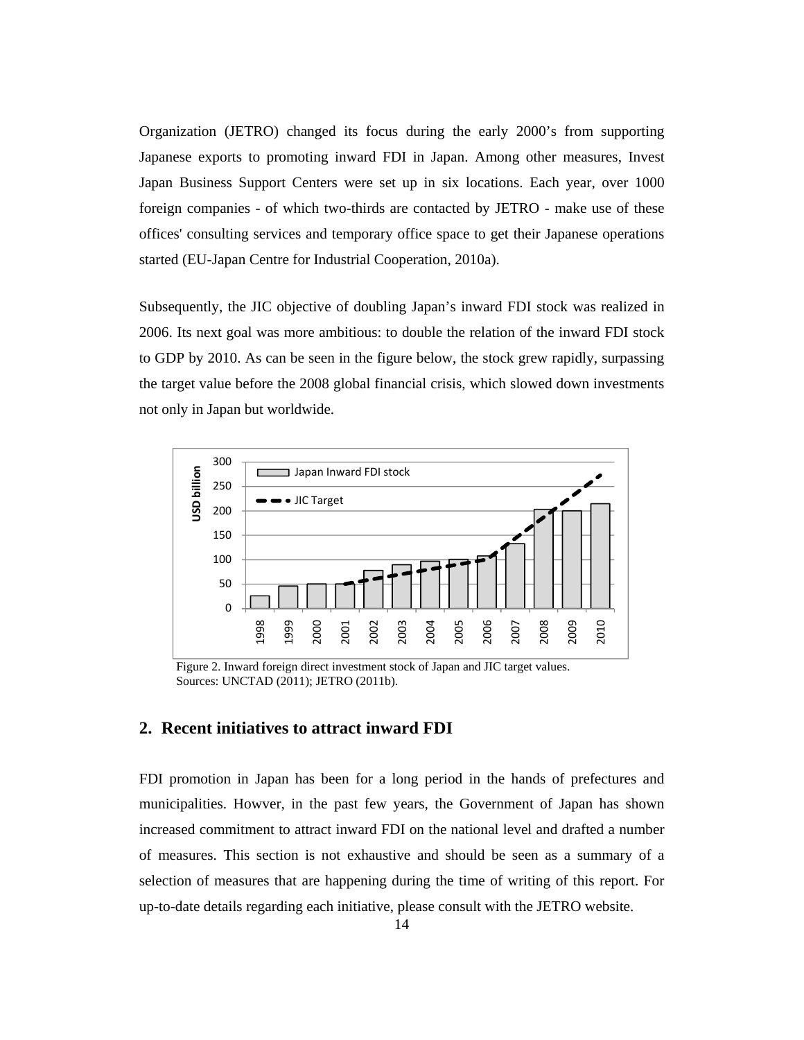Organization (JETRO) changed its focus during the early 2000's from supporting Japanese exports to promoting inward FDI in Japan. Among other measures, Invest Japan Business Support Centers were set up in six locations. Each year, over 1000 foreign companies - of which two-thirds are contacted by JETRO - make use of these offices' consulting services and temporary office space to get their Japanese operations started (EU-Japan Centre for Industrial Cooperation, 2010a).

Subsequently, the JIC objective of doubling Japan's inward FDI stock was realized in 2006. Its next goal was more ambitious: to double the relation of the inward FDI stock to GDP by 2010. As can be seen in the figure below, the stock grew rapidly, surpassing the target value before the 2008 global financial crisis, which slowed down investments not only in Japan but worldwide.

Figure 2. Inward foreign direct investment stock of Japan and JIC target values.
Sources: UNCTAD (2011); JETRO (2011b).

## 2. Recent initiatives to attract inward FDI

FDI promotion in Japan has been for a long period in the hands of prefectures and municipalities. Howver, in the past few years, the Government of Japan has shown increased commitment to attract inward FDI on the national level and drafted a number of measures. This section is not exhaustive and should be seen as a summary of a selection of measures that are happening during the time of writing of this report. For up-to-date details regarding each initiative, please consult with the JETRO website.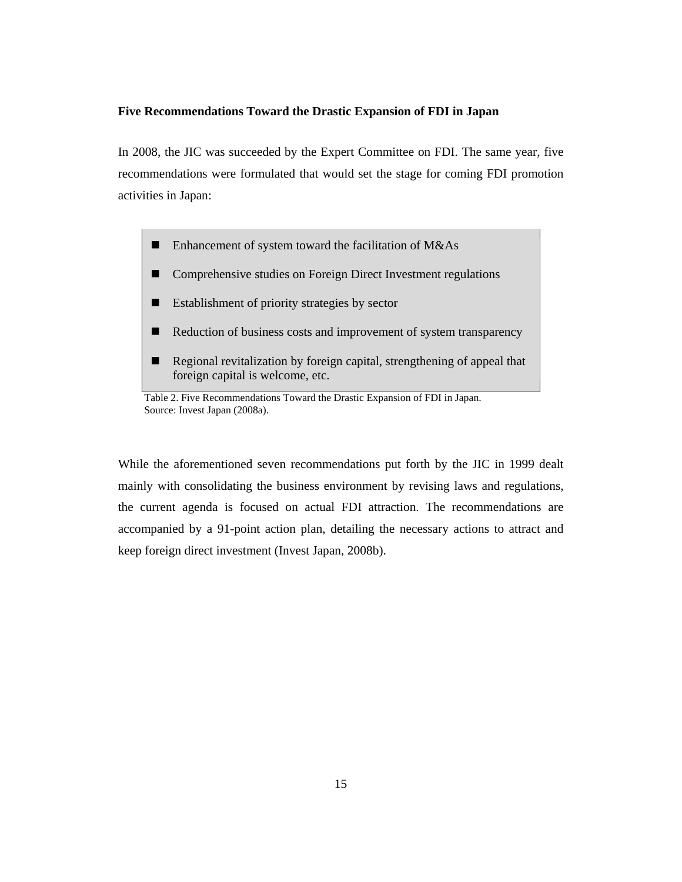**Five Recommendations Toward the Drastic Expansion of FDI in Japan**

In 2008, the JIC was succeeded by the Expert Committee on FDI. The same year, five recommendations were formulated that would set the stage for coming FDI promotion activities in Japan:

- Enhancement of system toward the facilitation of M&As
- Comprehensive studies on Foreign Direct Investment regulations
- Establishment of priority strategies by sector
- Reduction of business costs and improvement of system transparency
- Regional revitalization by foreign capital, strengthening of appeal that foreign capital is welcome, etc.

Table 2. Five Recommendations Toward the Drastic Expansion of FDI in Japan.
Source: Invest Japan (2008a).

While the aforementioned seven recommendations put forth by the JIC in 1999 dealt mainly with consolidating the business environment by revising laws and regulations, the current agenda is focused on actual FDI attraction. The recommendations are accompanied by a 91-point action plan, detailing the necessary actions to attract and keep foreign direct investment (Invest Japan, 2008b).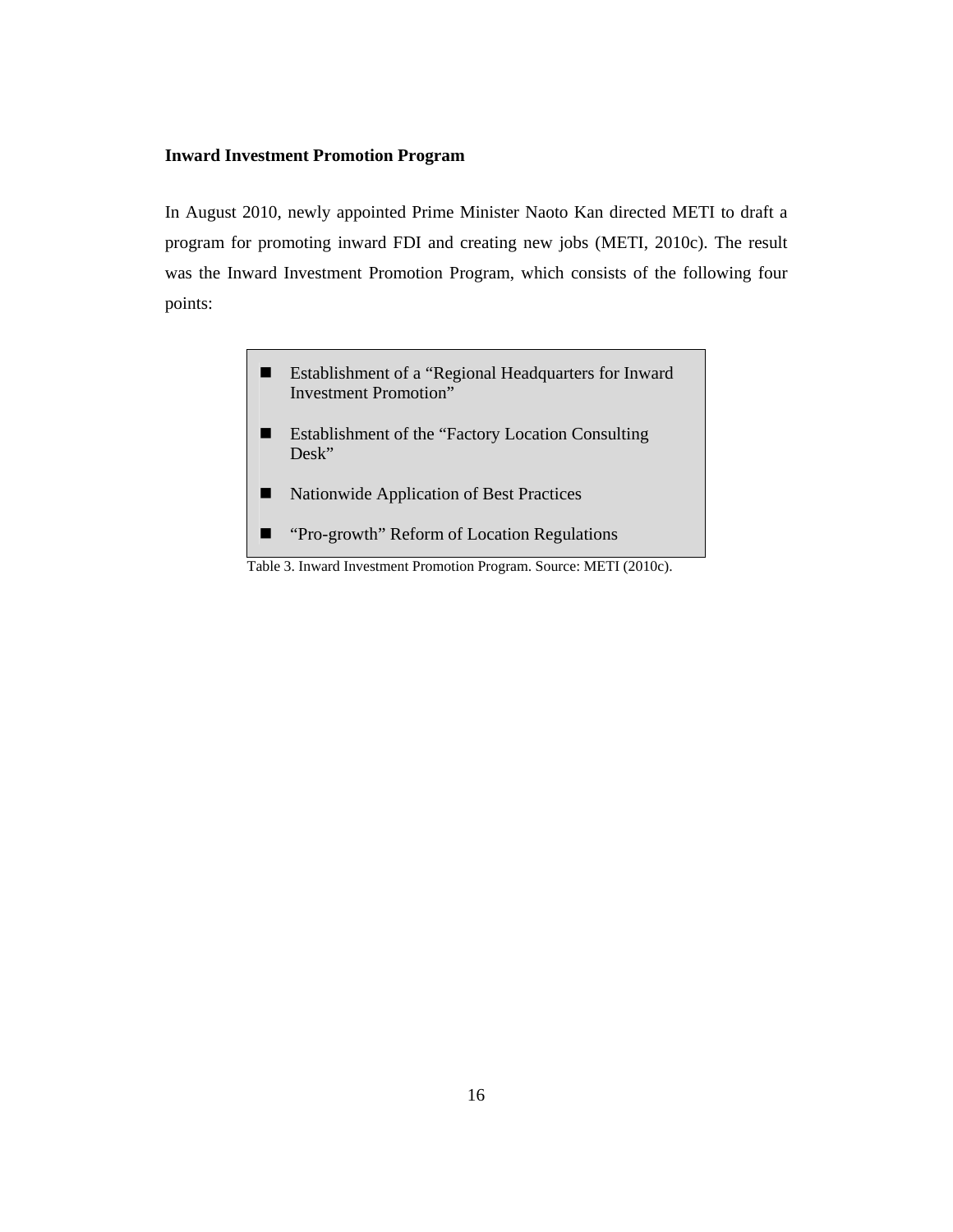**Inward Investment Promotion Program**

In August 2010, newly appointed Prime Minister Naoto Kan directed METI to draft a program for promoting inward FDI and creating new jobs (METI, 2010c). The result was the Inward Investment Promotion Program, which consists of the following four points:

- Establishment of a "Regional Headquarters for Inward Investment Promotion"
- Establishment of the "Factory Location Consulting Desk"
- Nationwide Application of Best Practices
- "Pro-growth" Reform of Location Regulations

Table 3. Inward Investment Promotion Program. Source: METI (2010c).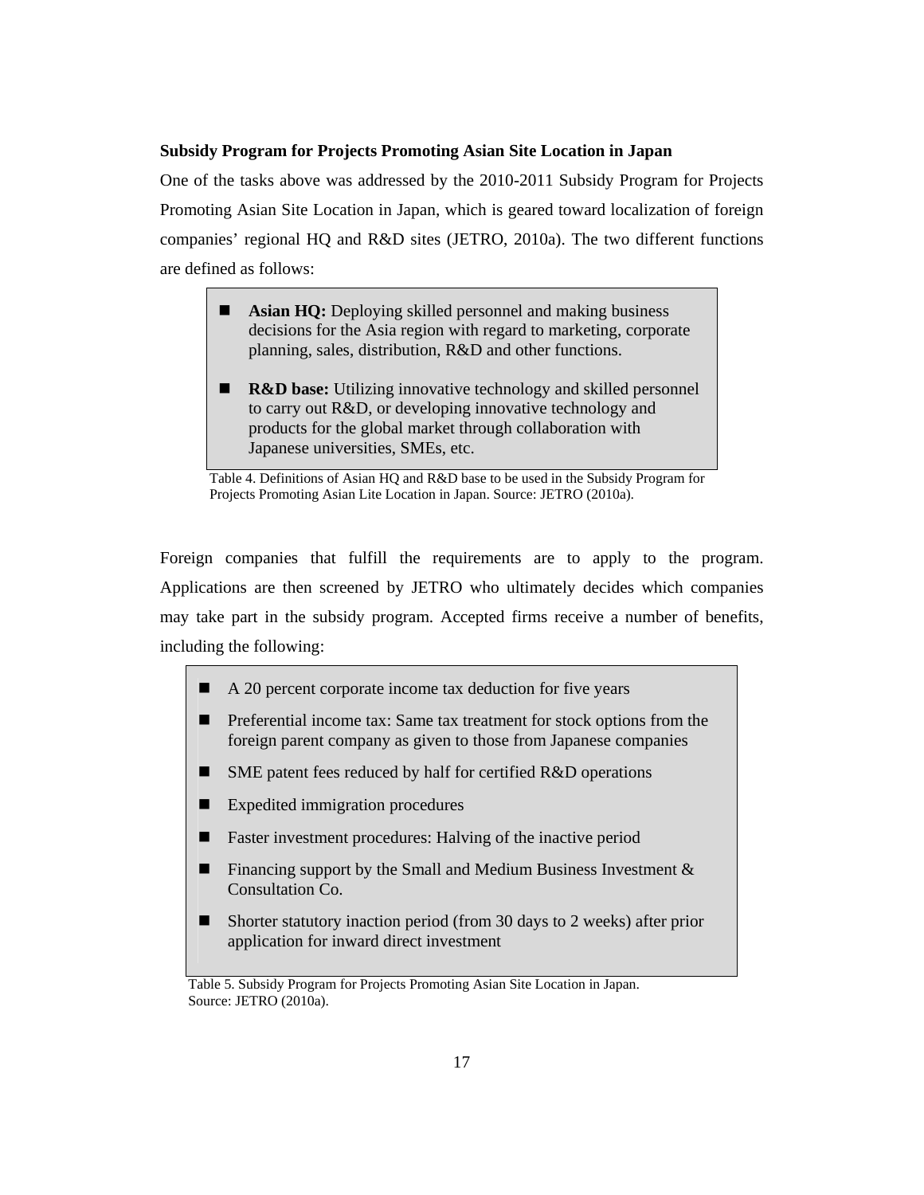**Subsidy Program for Projects Promoting Asian Site Location in Japan**

One of the tasks above was addressed by the 2010-2011 Subsidy Program for Projects Promoting Asian Site Location in Japan, which is geared toward localization of foreign companies' regional HQ and R&D sites (JETRO, 2010a). The two different functions are defined as follows:

- **Asian HQ:** Deploying skilled personnel and making business decisions for the Asia region with regard to marketing, corporate planning, sales, distribution, R&D and other functions.
- **R&D base:** Utilizing innovative technology and skilled personnel to carry out R&D, or developing innovative technology and products for the global market through collaboration with Japanese universities, SMEs, etc.

Table 4. Definitions of Asian HQ and R&D base to be used in the Subsidy Program for Projects Promoting Asian Lite Location in Japan. Source: JETRO (2010a).

Foreign companies that fulfill the requirements are to apply to the program. Applications are then screened by JETRO who ultimately decides which companies may take part in the subsidy program. Accepted firms receive a number of benefits, including the following:

- A 20 percent corporate income tax deduction for five years
- Preferential income tax: Same tax treatment for stock options from the foreign parent company as given to those from Japanese companies
- SME patent fees reduced by half for certified R&D operations
- Expedited immigration procedures
- Faster investment procedures: Halving of the inactive period
- Financing support by the Small and Medium Business Investment & Consultation Co.
- Shorter statutory inaction period (from 30 days to 2 weeks) after prior application for inward direct investment

Table 5. Subsidy Program for Projects Promoting Asian Site Location in Japan. Source: JETRO (2010a).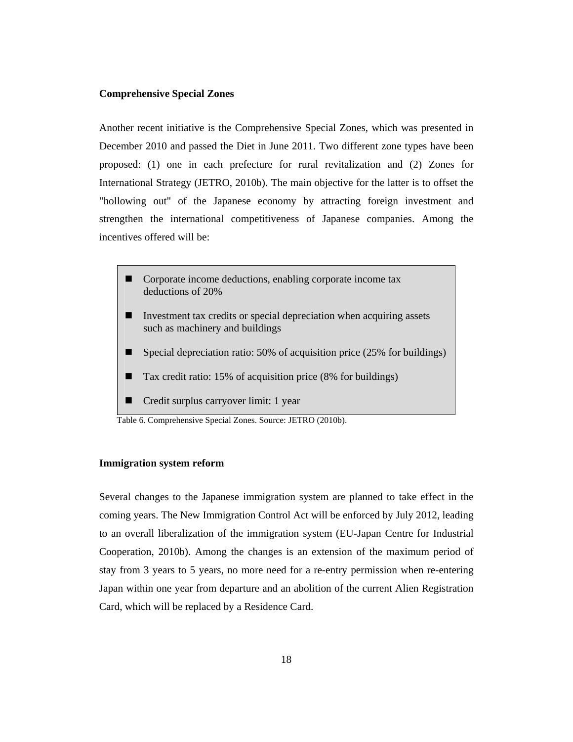**Comprehensive Special Zones**

Another recent initiative is the Comprehensive Special Zones, which was presented in December 2010 and passed the Diet in June 2011. Two different zone types have been proposed: (1) one in each prefecture for rural revitalization and (2) Zones for International Strategy (JETRO, 2010b). The main objective for the latter is to offset the "hollowing out" of the Japanese economy by attracting foreign investment and strengthen the international competitiveness of Japanese companies. Among the incentives offered will be:

- Corporate income deductions, enabling corporate income tax deductions of 20%
- Investment tax credits or special depreciation when acquiring assets such as machinery and buildings
- Special depreciation ratio: 50% of acquisition price (25% for buildings)
- Tax credit ratio: 15% of acquisition price (8% for buildings)
- Credit surplus carryover limit: 1 year

Table 6. Comprehensive Special Zones. Source: JETRO (2010b).

**Immigration system reform**

Several changes to the Japanese immigration system are planned to take effect in the coming years. The New Immigration Control Act will be enforced by July 2012, leading to an overall liberalization of the immigration system (EU-Japan Centre for Industrial Cooperation, 2010b). Among the changes is an extension of the maximum period of stay from 3 years to 5 years, no more need for a re-entry permission when re-entering Japan within one year from departure and an abolition of the current Alien Registration Card, which will be replaced by a Residence Card.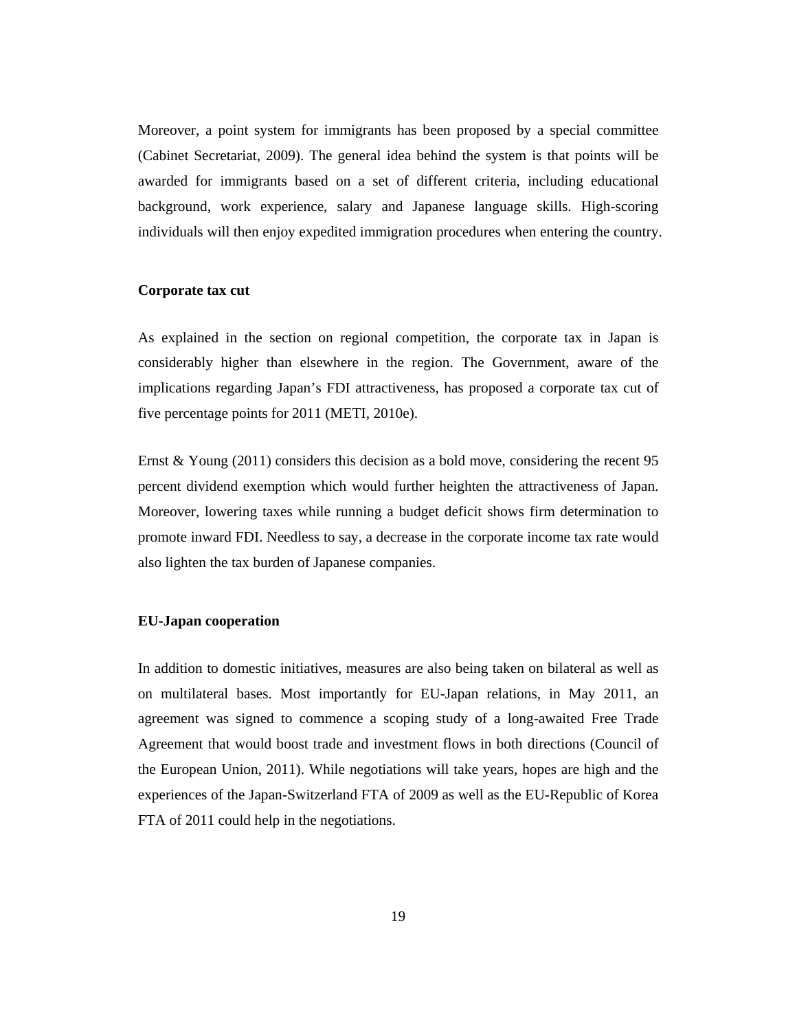Moreover, a point system for immigrants has been proposed by a special committee (Cabinet Secretariat, 2009). The general idea behind the system is that points will be awarded for immigrants based on a set of different criteria, including educational background, work experience, salary and Japanese language skills. High-scoring individuals will then enjoy expedited immigration procedures when entering the country.

### Corporate tax cut

As explained in the section on regional competition, the corporate tax in Japan is considerably higher than elsewhere in the region. The Government, aware of the implications regarding Japan's FDI attractiveness, has proposed a corporate tax cut of five percentage points for 2011 (METI, 2010e).

Ernst & Young (2011) considers this decision as a bold move, considering the recent 95 percent dividend exemption which would further heighten the attractiveness of Japan. Moreover, lowering taxes while running a budget deficit shows firm determination to promote inward FDI. Needless to say, a decrease in the corporate income tax rate would also lighten the tax burden of Japanese companies.

### EU-Japan cooperation

In addition to domestic initiatives, measures are also being taken on bilateral as well as on multilateral bases. Most importantly for EU-Japan relations, in May 2011, an agreement was signed to commence a scoping study of a long-awaited Free Trade Agreement that would boost trade and investment flows in both directions (Council of the European Union, 2011). While negotiations will take years, hopes are high and the experiences of the Japan-Switzerland FTA of 2009 as well as the EU-Republic of Korea FTA of 2011 could help in the negotiations.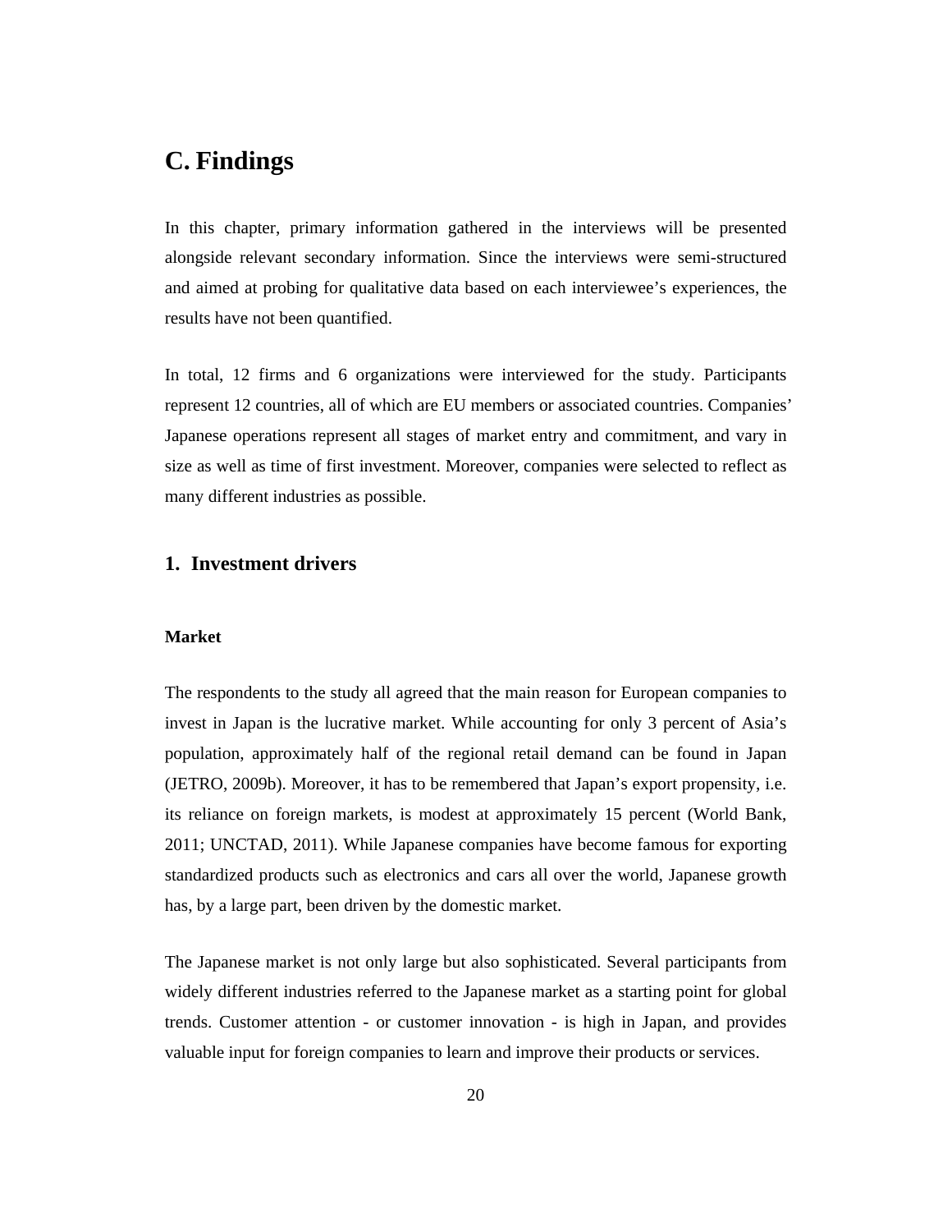# C. Findings

In this chapter, primary information gathered in the interviews will be presented alongside relevant secondary information. Since the interviews were semi-structured and aimed at probing for qualitative data based on each interviewee's experiences, the results have not been quantified.

In total, 12 firms and 6 organizations were interviewed for the study. Participants represent 12 countries, all of which are EU members or associated countries. Companies' Japanese operations represent all stages of market entry and commitment, and vary in size as well as time of first investment. Moreover, companies were selected to reflect as many different industries as possible.

## 1. Investment drivers

### Market

The respondents to the study all agreed that the main reason for European companies to invest in Japan is the lucrative market. While accounting for only 3 percent of Asia's population, approximately half of the regional retail demand can be found in Japan (JETRO, 2009b). Moreover, it has to be remembered that Japan's export propensity, i.e. its reliance on foreign markets, is modest at approximately 15 percent (World Bank, 2011; UNCTAD, 2011). While Japanese companies have become famous for exporting standardized products such as electronics and cars all over the world, Japanese growth has, by a large part, been driven by the domestic market.

The Japanese market is not only large but also sophisticated. Several participants from widely different industries referred to the Japanese market as a starting point for global trends. Customer attention - or customer innovation - is high in Japan, and provides valuable input for foreign companies to learn and improve their products or services.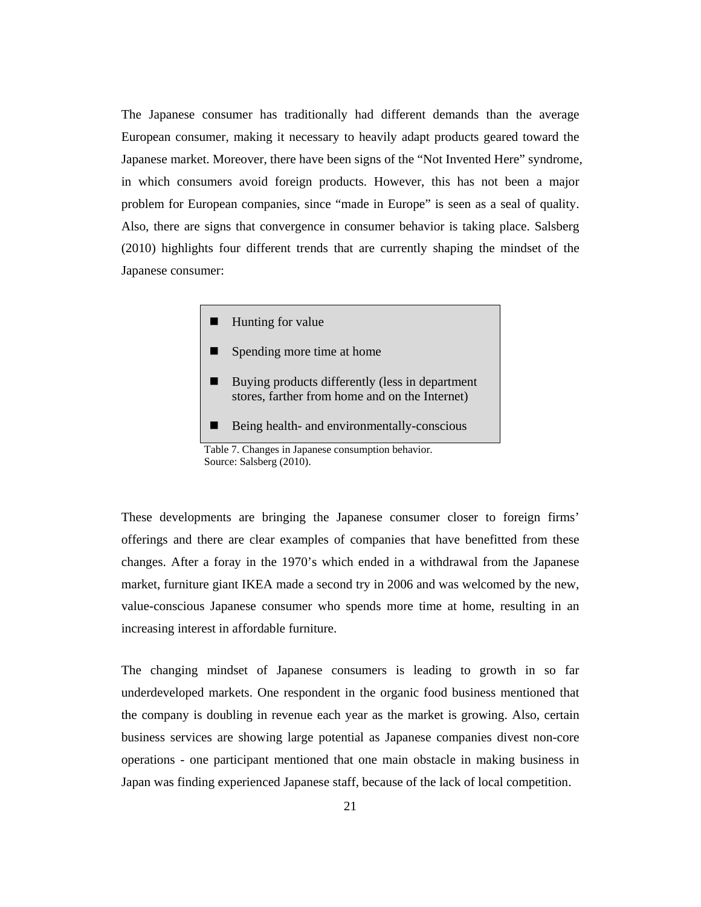The Japanese consumer has traditionally had different demands than the average European consumer, making it necessary to heavily adapt products geared toward the Japanese market. Moreover, there have been signs of the “Not Invented Here” syndrome, in which consumers avoid foreign products. However, this has not been a major problem for European companies, since “made in Europe” is seen as a seal of quality. Also, there are signs that convergence in consumer behavior is taking place. Salsberg (2010) highlights four different trends that are currently shaping the mindset of the Japanese consumer:

- Hunting for value
- Spending more time at home
- Buying products differently (less in department stores, farther from home and on the Internet)
- Being health- and environmentally-conscious

Table 7. Changes in Japanese consumption behavior.
Source: Salsberg (2010).

These developments are bringing the Japanese consumer closer to foreign firms’ offerings and there are clear examples of companies that have benefitted from these changes. After a foray in the 1970’s which ended in a withdrawal from the Japanese market, furniture giant IKEA made a second try in 2006 and was welcomed by the new, value-conscious Japanese consumer who spends more time at home, resulting in an increasing interest in affordable furniture.

The changing mindset of Japanese consumers is leading to growth in so far underdeveloped markets. One respondent in the organic food business mentioned that the company is doubling in revenue each year as the market is growing. Also, certain business services are showing large potential as Japanese companies divest non-core operations - one participant mentioned that one main obstacle in making business in Japan was finding experienced Japanese staff, because of the lack of local competition.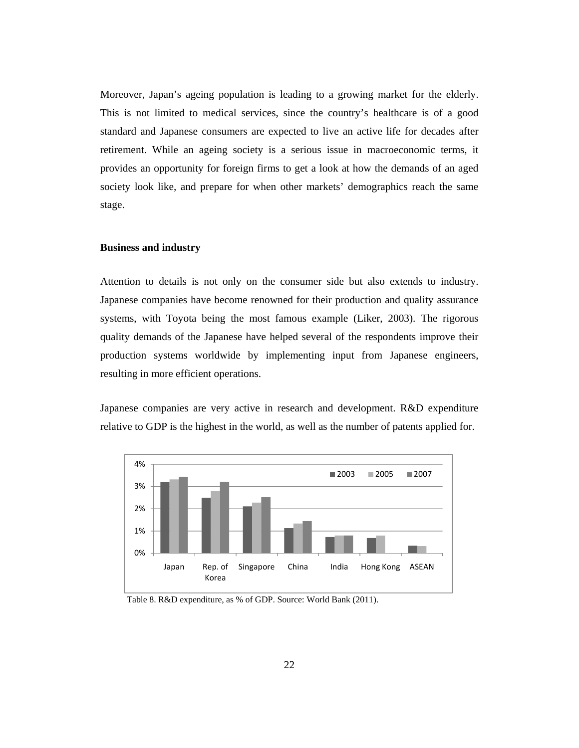Moreover, Japan's ageing population is leading to a growing market for the elderly. This is not limited to medical services, since the country's healthcare is of a good standard and Japanese consumers are expected to live an active life for decades after retirement. While an ageing society is a serious issue in macroeconomic terms, it provides an opportunity for foreign firms to get a look at how the demands of an aged society look like, and prepare for when other markets' demographics reach the same stage.

**Business and industry**

Attention to details is not only on the consumer side but also extends to industry. Japanese companies have become renowned for their production and quality assurance systems, with Toyota being the most famous example (Liker, 2003). The rigorous quality demands of the Japanese have helped several of the respondents improve their production systems worldwide by implementing input from Japanese engineers, resulting in more efficient operations.

Japanese companies are very active in research and development. R&D expenditure relative to GDP is the highest in the world, as well as the number of patents applied for.

Table 8. R&D expenditure, as % of GDP. Source: World Bank (2011).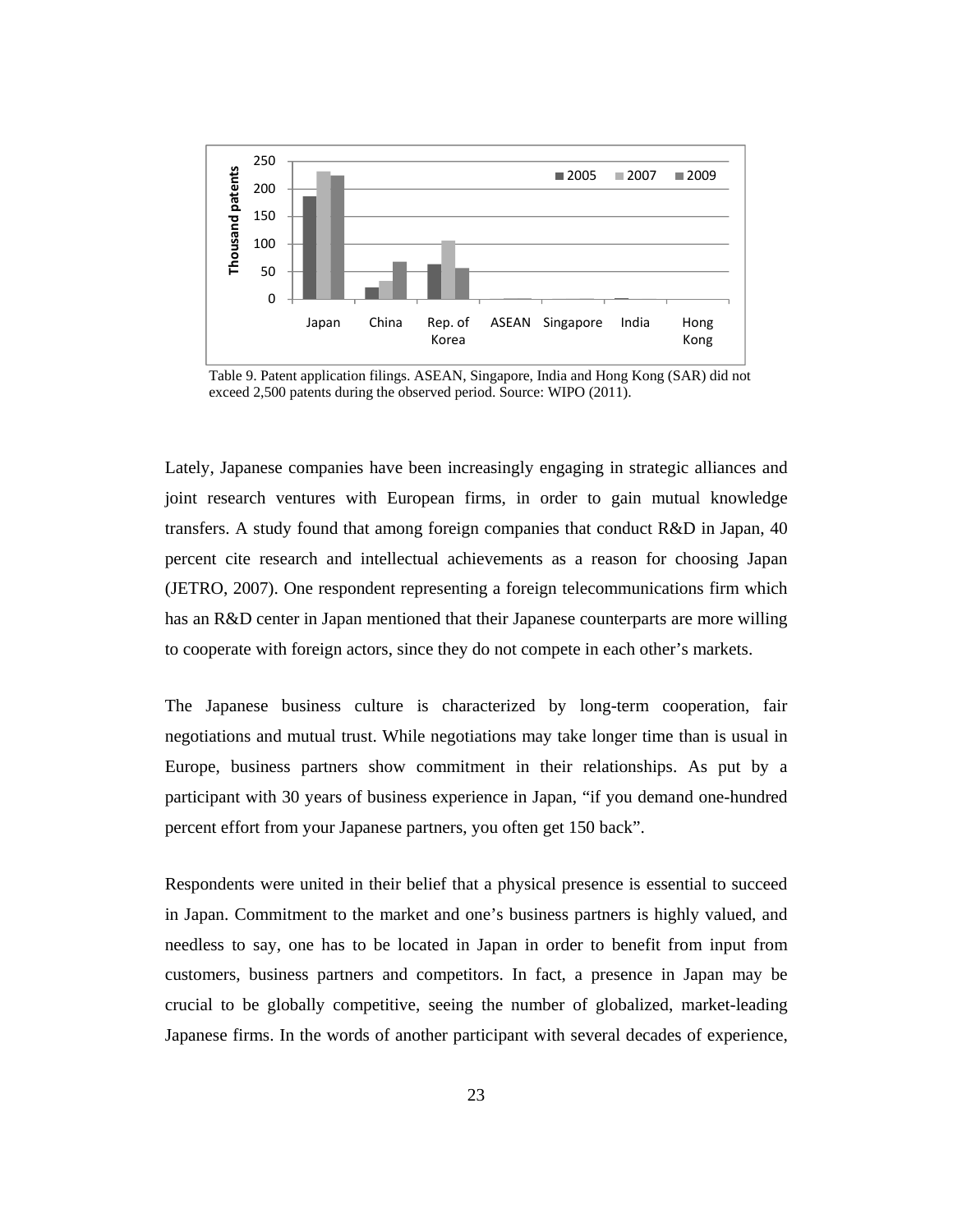Table 9. Patent application filings. ASEAN, Singapore, India and Hong Kong (SAR) did not exceed 2,500 patents during the observed period. Source: WIPO (2011).

Lately, Japanese companies have been increasingly engaging in strategic alliances and joint research ventures with European firms, in order to gain mutual knowledge transfers. A study found that among foreign companies that conduct R&D in Japan, 40 percent cite research and intellectual achievements as a reason for choosing Japan (JETRO, 2007). One respondent representing a foreign telecommunications firm which has an R&D center in Japan mentioned that their Japanese counterparts are more willing to cooperate with foreign actors, since they do not compete in each other's markets.

The Japanese business culture is characterized by long-term cooperation, fair negotiations and mutual trust. While negotiations may take longer time than is usual in Europe, business partners show commitment in their relationships. As put by a participant with 30 years of business experience in Japan, "if you demand one-hundred percent effort from your Japanese partners, you often get 150 back".

Respondents were united in their belief that a physical presence is essential to succeed in Japan. Commitment to the market and one's business partners is highly valued, and needless to say, one has to be located in Japan in order to benefit from input from customers, business partners and competitors. In fact, a presence in Japan may be crucial to be globally competitive, seeing the number of globalized, market-leading Japanese firms. In the words of another participant with several decades of experience,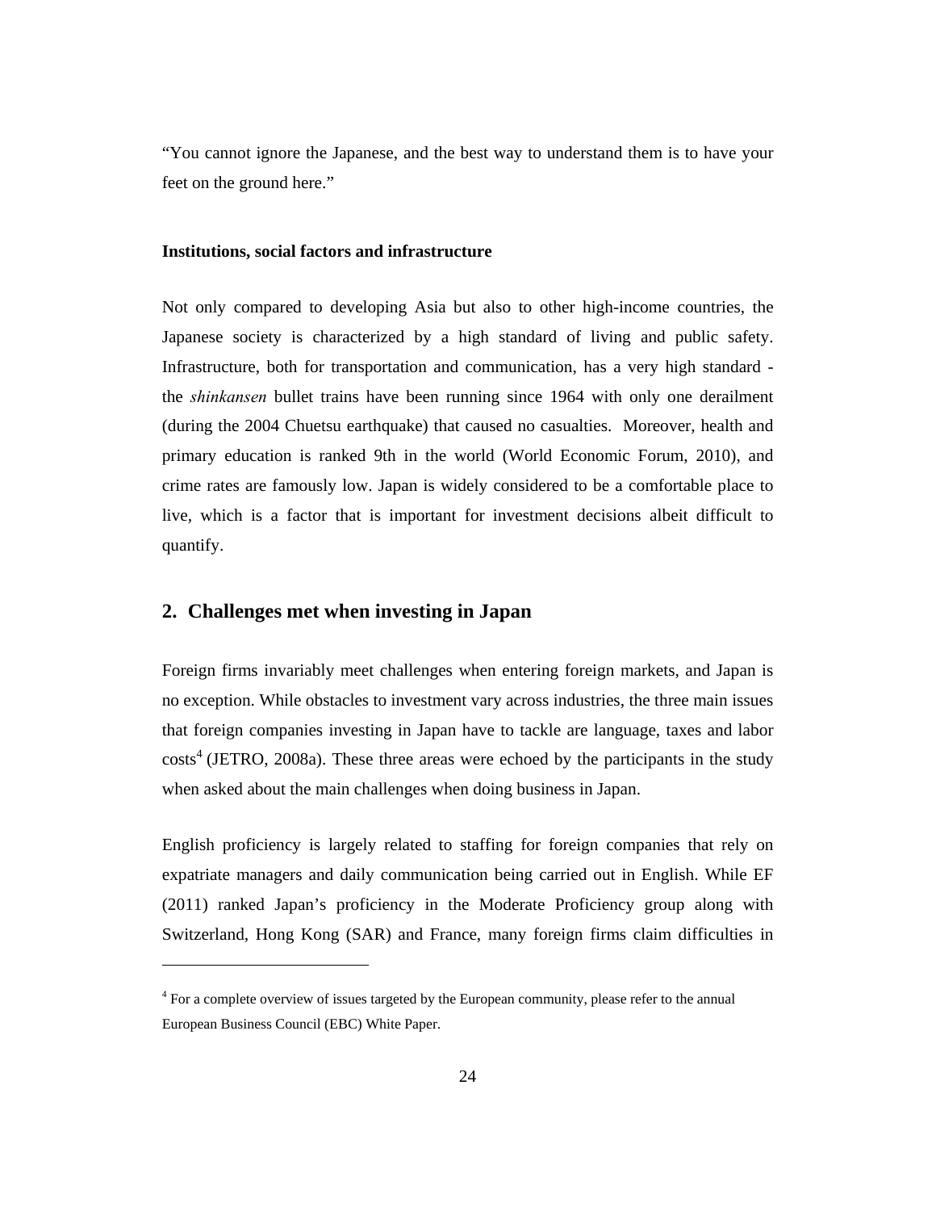"You cannot ignore the Japanese, and the best way to understand them is to have your feet on the ground here."

**Institutions, social factors and infrastructure**

Not only compared to developing Asia but also to other high-income countries, the Japanese society is characterized by a high standard of living and public safety. Infrastructure, both for transportation and communication, has a very high standard - the *shinkansen* bullet trains have been running since 1964 with only one derailment (during the 2004 Chuetsu earthquake) that caused no casualties. Moreover, health and primary education is ranked 9th in the world (World Economic Forum, 2010), and crime rates are famously low. Japan is widely considered to be a comfortable place to live, which is a factor that is important for investment decisions albeit difficult to quantify.

## 2. Challenges met when investing in Japan

Foreign firms invariably meet challenges when entering foreign markets, and Japan is no exception. While obstacles to investment vary across industries, the three main issues that foreign companies investing in Japan have to tackle are language, taxes and labor costs[4] (JETRO, 2008a). These three areas were echoed by the participants in the study when asked about the main challenges when doing business in Japan.

English proficiency is largely related to staffing for foreign companies that rely on expatriate managers and daily communication being carried out in English. While EF (2011) ranked Japan's proficiency in the Moderate Proficiency group along with Switzerland, Hong Kong (SAR) and France, many foreign firms claim difficulties in

[4] For a complete overview of issues targeted by the European community, please refer to the annual European Business Council (EBC) White Paper.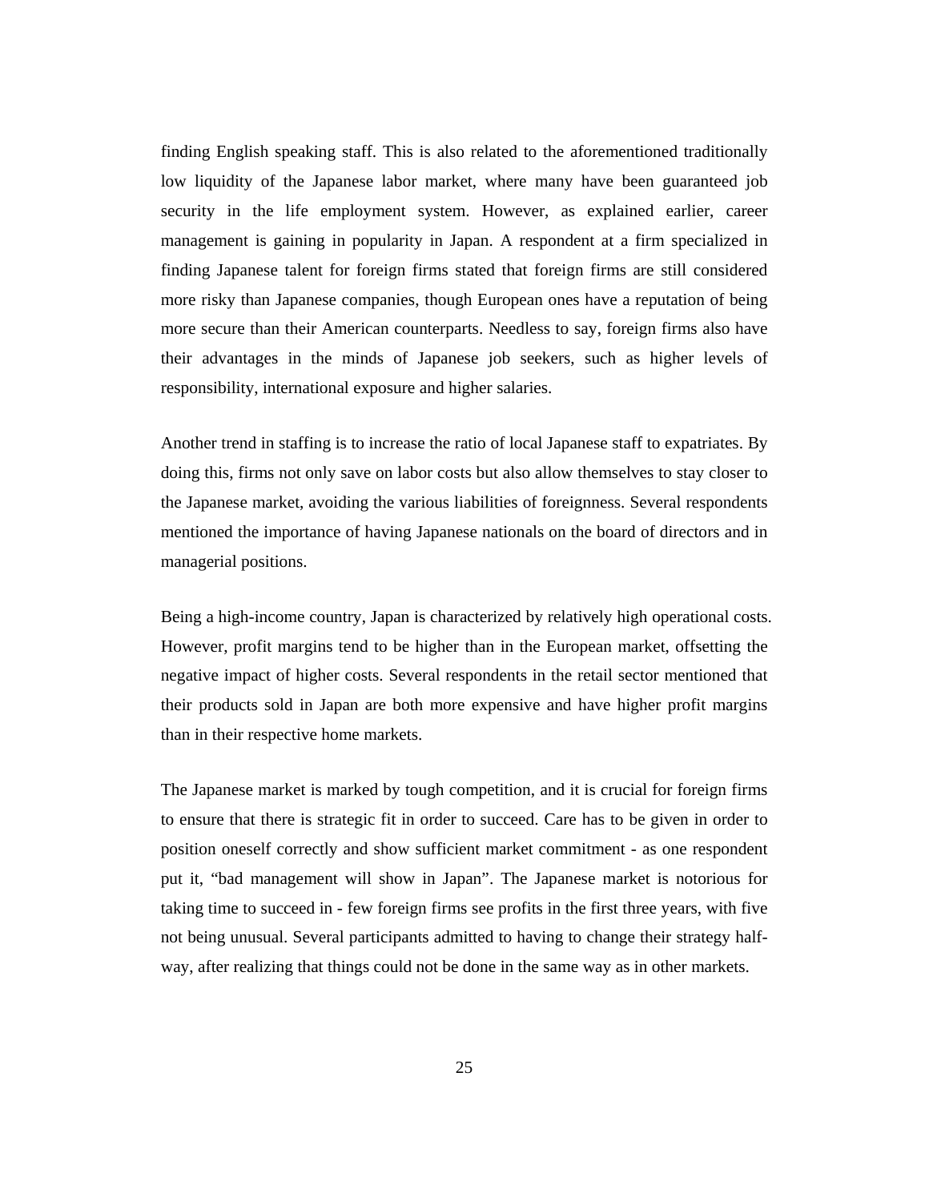finding English speaking staff. This is also related to the aforementioned traditionally low liquidity of the Japanese labor market, where many have been guaranteed job security in the life employment system. However, as explained earlier, career management is gaining in popularity in Japan. A respondent at a firm specialized in finding Japanese talent for foreign firms stated that foreign firms are still considered more risky than Japanese companies, though European ones have a reputation of being more secure than their American counterparts. Needless to say, foreign firms also have their advantages in the minds of Japanese job seekers, such as higher levels of responsibility, international exposure and higher salaries.

Another trend in staffing is to increase the ratio of local Japanese staff to expatriates. By doing this, firms not only save on labor costs but also allow themselves to stay closer to the Japanese market, avoiding the various liabilities of foreignness. Several respondents mentioned the importance of having Japanese nationals on the board of directors and in managerial positions.

Being a high-income country, Japan is characterized by relatively high operational costs. However, profit margins tend to be higher than in the European market, offsetting the negative impact of higher costs. Several respondents in the retail sector mentioned that their products sold in Japan are both more expensive and have higher profit margins than in their respective home markets.

The Japanese market is marked by tough competition, and it is crucial for foreign firms to ensure that there is strategic fit in order to succeed. Care has to be given in order to position oneself correctly and show sufficient market commitment - as one respondent put it, "bad management will show in Japan". The Japanese market is notorious for taking time to succeed in - few foreign firms see profits in the first three years, with five not being unusual. Several participants admitted to having to change their strategy half-way, after realizing that things could not be done in the same way as in other markets.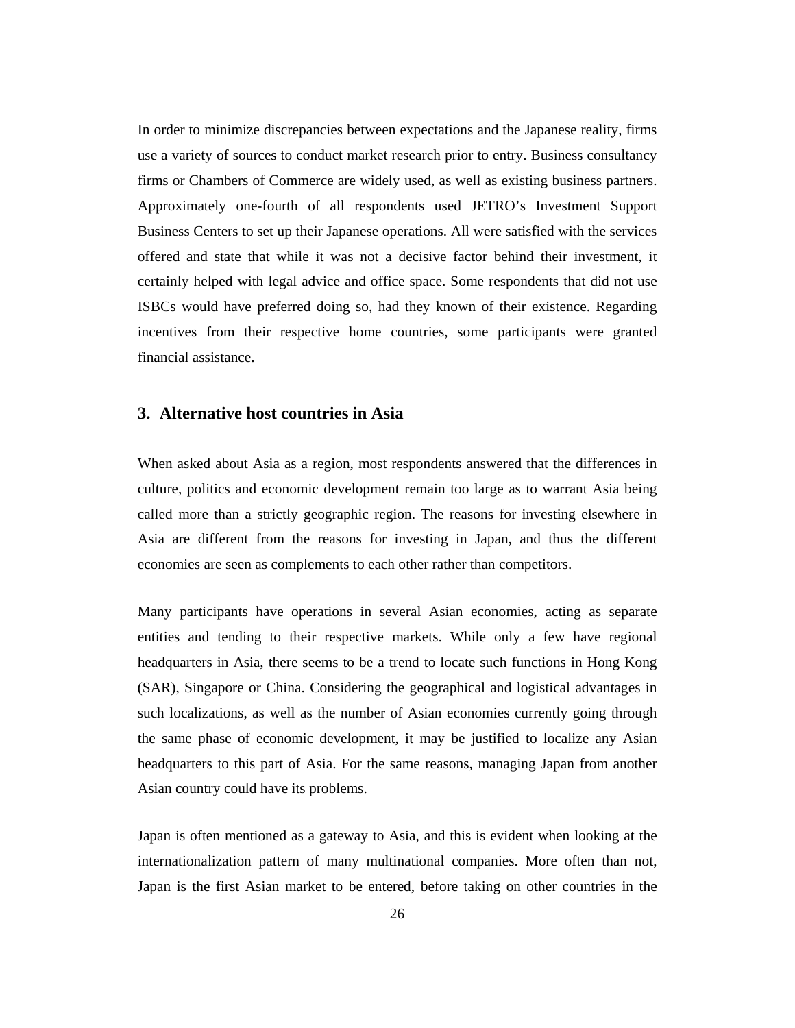In order to minimize discrepancies between expectations and the Japanese reality, firms use a variety of sources to conduct market research prior to entry. Business consultancy firms or Chambers of Commerce are widely used, as well as existing business partners. Approximately one-fourth of all respondents used JETRO's Investment Support Business Centers to set up their Japanese operations. All were satisfied with the services offered and state that while it was not a decisive factor behind their investment, it certainly helped with legal advice and office space. Some respondents that did not use ISBCs would have preferred doing so, had they known of their existence. Regarding incentives from their respective home countries, some participants were granted financial assistance.

## 3. Alternative host countries in Asia

When asked about Asia as a region, most respondents answered that the differences in culture, politics and economic development remain too large as to warrant Asia being called more than a strictly geographic region. The reasons for investing elsewhere in Asia are different from the reasons for investing in Japan, and thus the different economies are seen as complements to each other rather than competitors.

Many participants have operations in several Asian economies, acting as separate entities and tending to their respective markets. While only a few have regional headquarters in Asia, there seems to be a trend to locate such functions in Hong Kong (SAR), Singapore or China. Considering the geographical and logistical advantages in such localizations, as well as the number of Asian economies currently going through the same phase of economic development, it may be justified to localize any Asian headquarters to this part of Asia. For the same reasons, managing Japan from another Asian country could have its problems.

Japan is often mentioned as a gateway to Asia, and this is evident when looking at the internationalization pattern of many multinational companies. More often than not, Japan is the first Asian market to be entered, before taking on other countries in the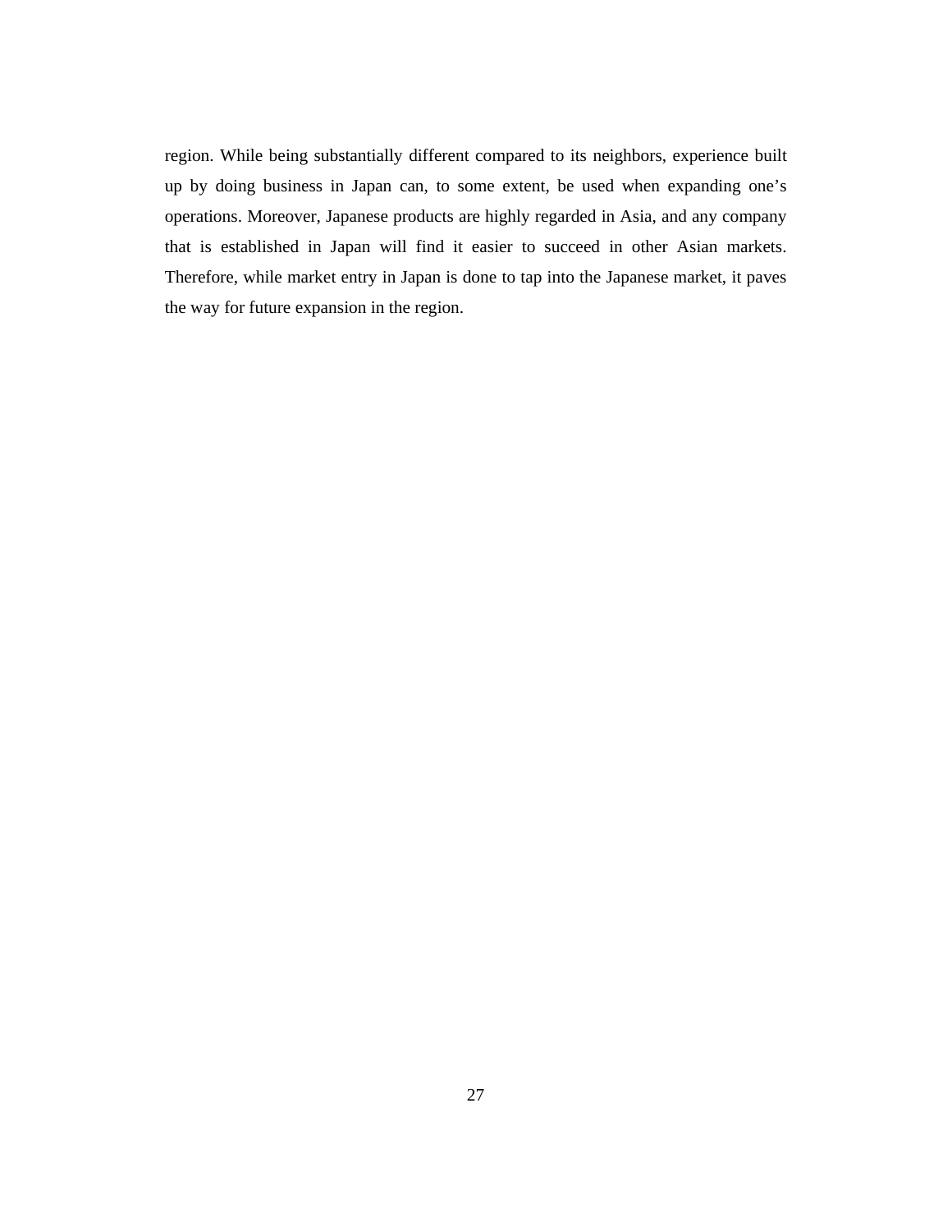region. While being substantially different compared to its neighbors, experience built up by doing business in Japan can, to some extent, be used when expanding one's operations. Moreover, Japanese products are highly regarded in Asia, and any company that is established in Japan will find it easier to succeed in other Asian markets. Therefore, while market entry in Japan is done to tap into the Japanese market, it paves the way for future expansion in the region.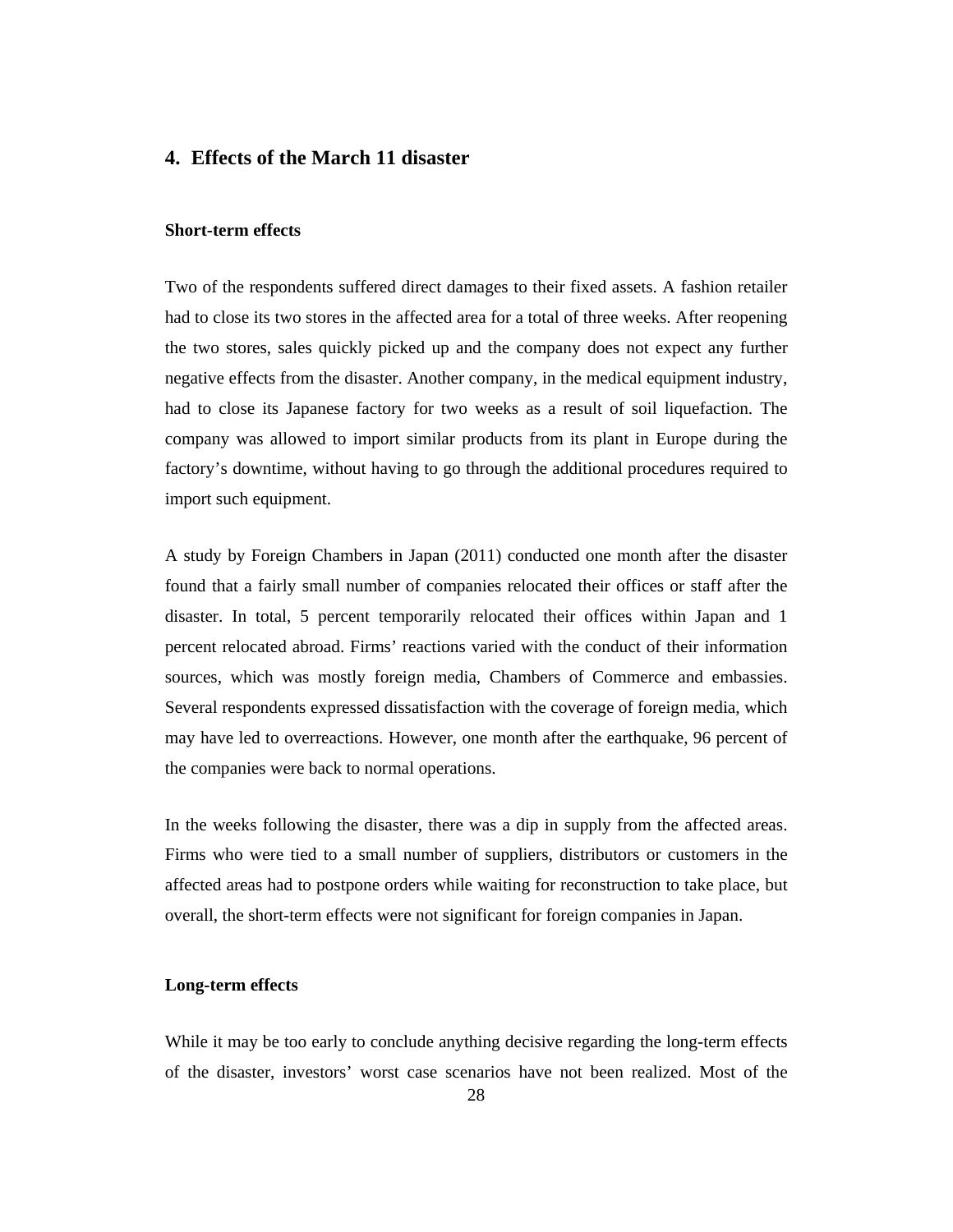## 4. Effects of the March 11 disaster

### Short-term effects

Two of the respondents suffered direct damages to their fixed assets. A fashion retailer had to close its two stores in the affected area for a total of three weeks. After reopening the two stores, sales quickly picked up and the company does not expect any further negative effects from the disaster. Another company, in the medical equipment industry, had to close its Japanese factory for two weeks as a result of soil liquefaction. The company was allowed to import similar products from its plant in Europe during the factory's downtime, without having to go through the additional procedures required to import such equipment.

A study by Foreign Chambers in Japan (2011) conducted one month after the disaster found that a fairly small number of companies relocated their offices or staff after the disaster. In total, 5 percent temporarily relocated their offices within Japan and 1 percent relocated abroad. Firms' reactions varied with the conduct of their information sources, which was mostly foreign media, Chambers of Commerce and embassies. Several respondents expressed dissatisfaction with the coverage of foreign media, which may have led to overreactions. However, one month after the earthquake, 96 percent of the companies were back to normal operations.

In the weeks following the disaster, there was a dip in supply from the affected areas. Firms who were tied to a small number of suppliers, distributors or customers in the affected areas had to postpone orders while waiting for reconstruction to take place, but overall, the short-term effects were not significant for foreign companies in Japan.

### Long-term effects

While it may be too early to conclude anything decisive regarding the long-term effects of the disaster, investors' worst case scenarios have not been realized. Most of the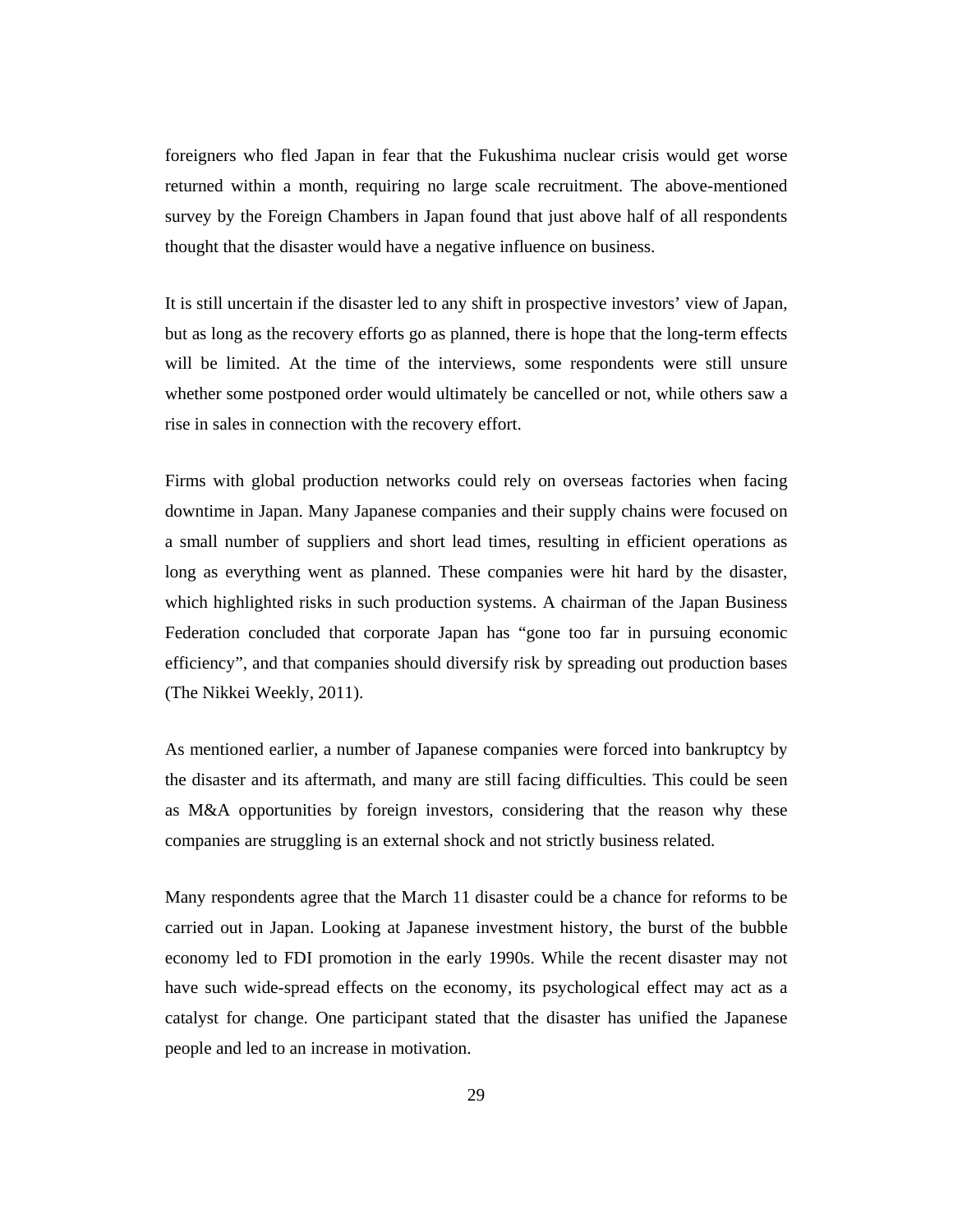foreigners who fled Japan in fear that the Fukushima nuclear crisis would get worse returned within a month, requiring no large scale recruitment. The above-mentioned survey by the Foreign Chambers in Japan found that just above half of all respondents thought that the disaster would have a negative influence on business.

It is still uncertain if the disaster led to any shift in prospective investors' view of Japan, but as long as the recovery efforts go as planned, there is hope that the long-term effects will be limited. At the time of the interviews, some respondents were still unsure whether some postponed order would ultimately be cancelled or not, while others saw a rise in sales in connection with the recovery effort.

Firms with global production networks could rely on overseas factories when facing downtime in Japan. Many Japanese companies and their supply chains were focused on a small number of suppliers and short lead times, resulting in efficient operations as long as everything went as planned. These companies were hit hard by the disaster, which highlighted risks in such production systems. A chairman of the Japan Business Federation concluded that corporate Japan has "gone too far in pursuing economic efficiency", and that companies should diversify risk by spreading out production bases (The Nikkei Weekly, 2011).

As mentioned earlier, a number of Japanese companies were forced into bankruptcy by the disaster and its aftermath, and many are still facing difficulties. This could be seen as M&A opportunities by foreign investors, considering that the reason why these companies are struggling is an external shock and not strictly business related.

Many respondents agree that the March 11 disaster could be a chance for reforms to be carried out in Japan. Looking at Japanese investment history, the burst of the bubble economy led to FDI promotion in the early 1990s. While the recent disaster may not have such wide-spread effects on the economy, its psychological effect may act as a catalyst for change. One participant stated that the disaster has unified the Japanese people and led to an increase in motivation.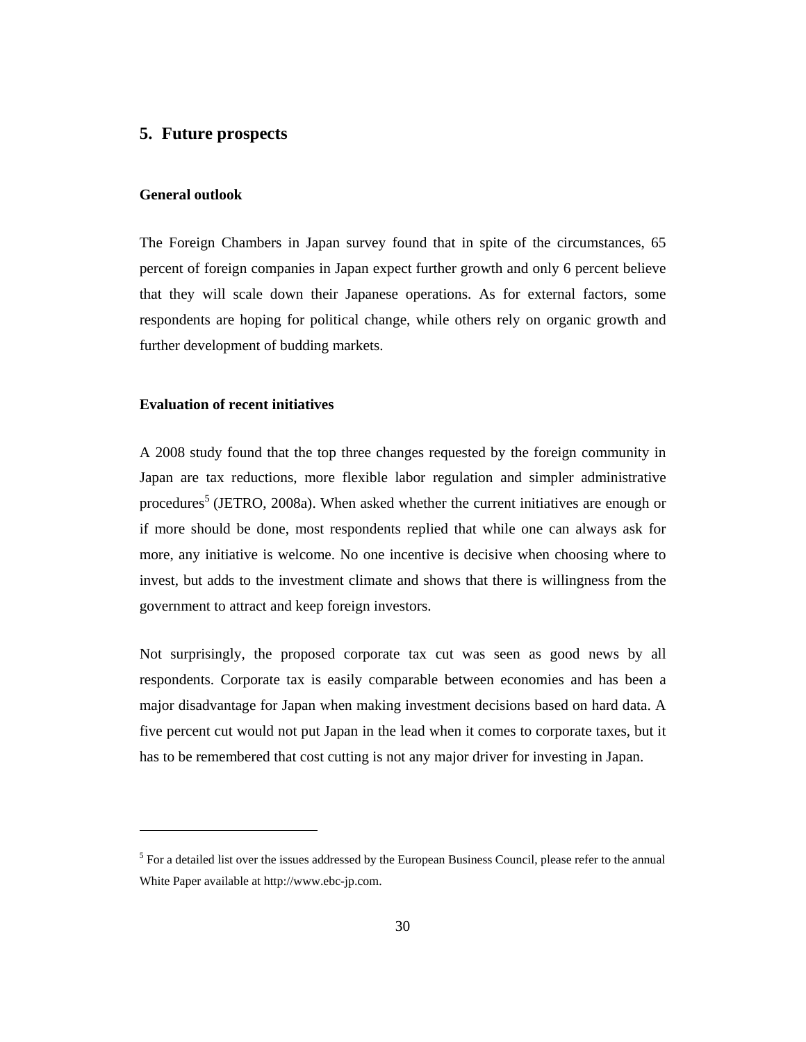## 5. Future prospects

### General outlook

The Foreign Chambers in Japan survey found that in spite of the circumstances, 65 percent of foreign companies in Japan expect further growth and only 6 percent believe that they will scale down their Japanese operations. As for external factors, some respondents are hoping for political change, while others rely on organic growth and further development of budding markets.

### Evaluation of recent initiatives

A 2008 study found that the top three changes requested by the foreign community in Japan are tax reductions, more flexible labor regulation and simpler administrative procedures[5] (JETRO, 2008a). When asked whether the current initiatives are enough or if more should be done, most respondents replied that while one can always ask for more, any initiative is welcome. No one incentive is decisive when choosing where to invest, but adds to the investment climate and shows that there is willingness from the government to attract and keep foreign investors.

Not surprisingly, the proposed corporate tax cut was seen as good news by all respondents. Corporate tax is easily comparable between economies and has been a major disadvantage for Japan when making investment decisions based on hard data. A five percent cut would not put Japan in the lead when it comes to corporate taxes, but it has to be remembered that cost cutting is not any major driver for investing in Japan.

---

[5] For a detailed list over the issues addressed by the European Business Council, please refer to the annual White Paper available at http://www.ebc-jp.com.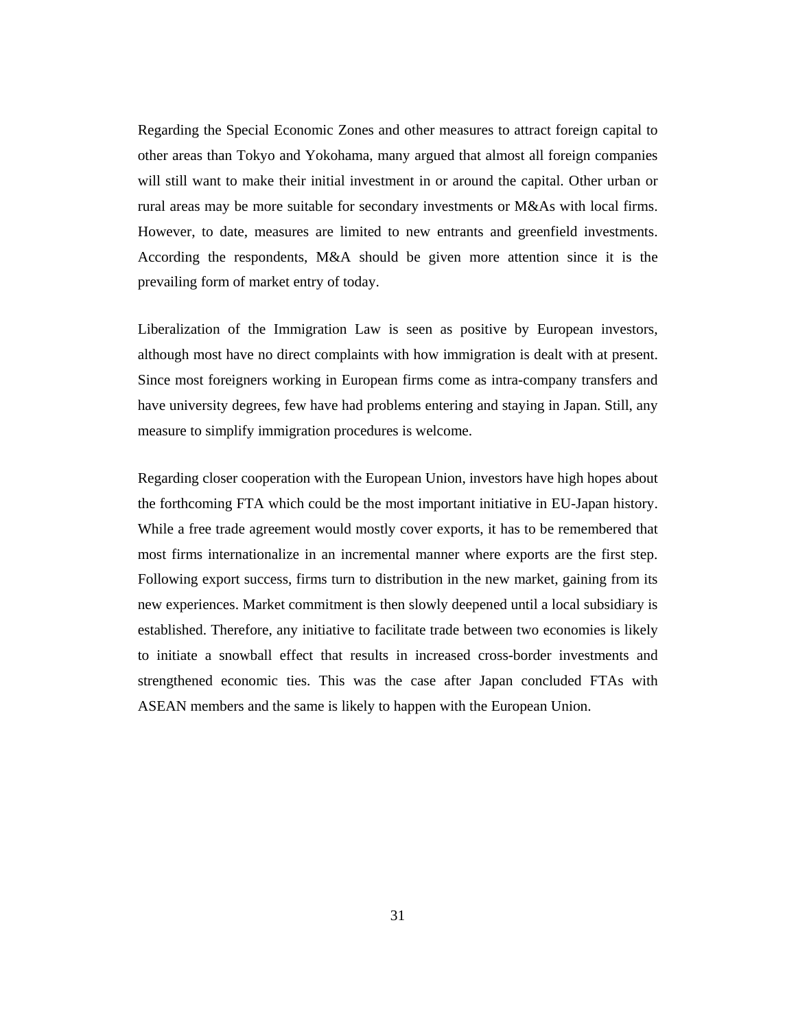Regarding the Special Economic Zones and other measures to attract foreign capital to other areas than Tokyo and Yokohama, many argued that almost all foreign companies will still want to make their initial investment in or around the capital. Other urban or rural areas may be more suitable for secondary investments or M&As with local firms. However, to date, measures are limited to new entrants and greenfield investments. According the respondents, M&A should be given more attention since it is the prevailing form of market entry of today.

Liberalization of the Immigration Law is seen as positive by European investors, although most have no direct complaints with how immigration is dealt with at present. Since most foreigners working in European firms come as intra-company transfers and have university degrees, few have had problems entering and staying in Japan. Still, any measure to simplify immigration procedures is welcome.

Regarding closer cooperation with the European Union, investors have high hopes about the forthcoming FTA which could be the most important initiative in EU-Japan history. While a free trade agreement would mostly cover exports, it has to be remembered that most firms internationalize in an incremental manner where exports are the first step. Following export success, firms turn to distribution in the new market, gaining from its new experiences. Market commitment is then slowly deepened until a local subsidiary is established. Therefore, any initiative to facilitate trade between two economies is likely to initiate a snowball effect that results in increased cross-border investments and strengthened economic ties. This was the case after Japan concluded FTAs with ASEAN members and the same is likely to happen with the European Union.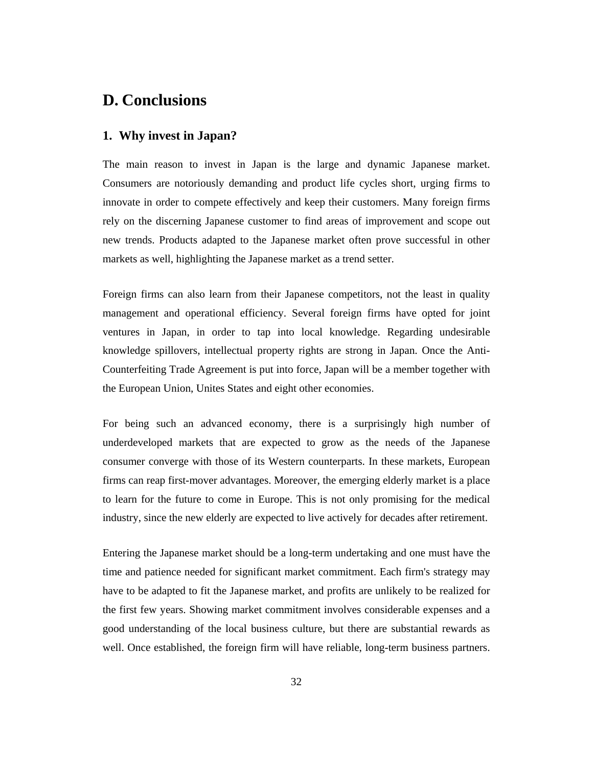# D. Conclusions

## 1. Why invest in Japan?

The main reason to invest in Japan is the large and dynamic Japanese market. Consumers are notoriously demanding and product life cycles short, urging firms to innovate in order to compete effectively and keep their customers. Many foreign firms rely on the discerning Japanese customer to find areas of improvement and scope out new trends. Products adapted to the Japanese market often prove successful in other markets as well, highlighting the Japanese market as a trend setter.

Foreign firms can also learn from their Japanese competitors, not the least in quality management and operational efficiency. Several foreign firms have opted for joint ventures in Japan, in order to tap into local knowledge. Regarding undesirable knowledge spillovers, intellectual property rights are strong in Japan. Once the Anti-Counterfeiting Trade Agreement is put into force, Japan will be a member together with the European Union, Unites States and eight other economies.

For being such an advanced economy, there is a surprisingly high number of underdeveloped markets that are expected to grow as the needs of the Japanese consumer converge with those of its Western counterparts. In these markets, European firms can reap first-mover advantages. Moreover, the emerging elderly market is a place to learn for the future to come in Europe. This is not only promising for the medical industry, since the new elderly are expected to live actively for decades after retirement.

Entering the Japanese market should be a long-term undertaking and one must have the time and patience needed for significant market commitment. Each firm's strategy may have to be adapted to fit the Japanese market, and profits are unlikely to be realized for the first few years. Showing market commitment involves considerable expenses and a good understanding of the local business culture, but there are substantial rewards as well. Once established, the foreign firm will have reliable, long-term business partners.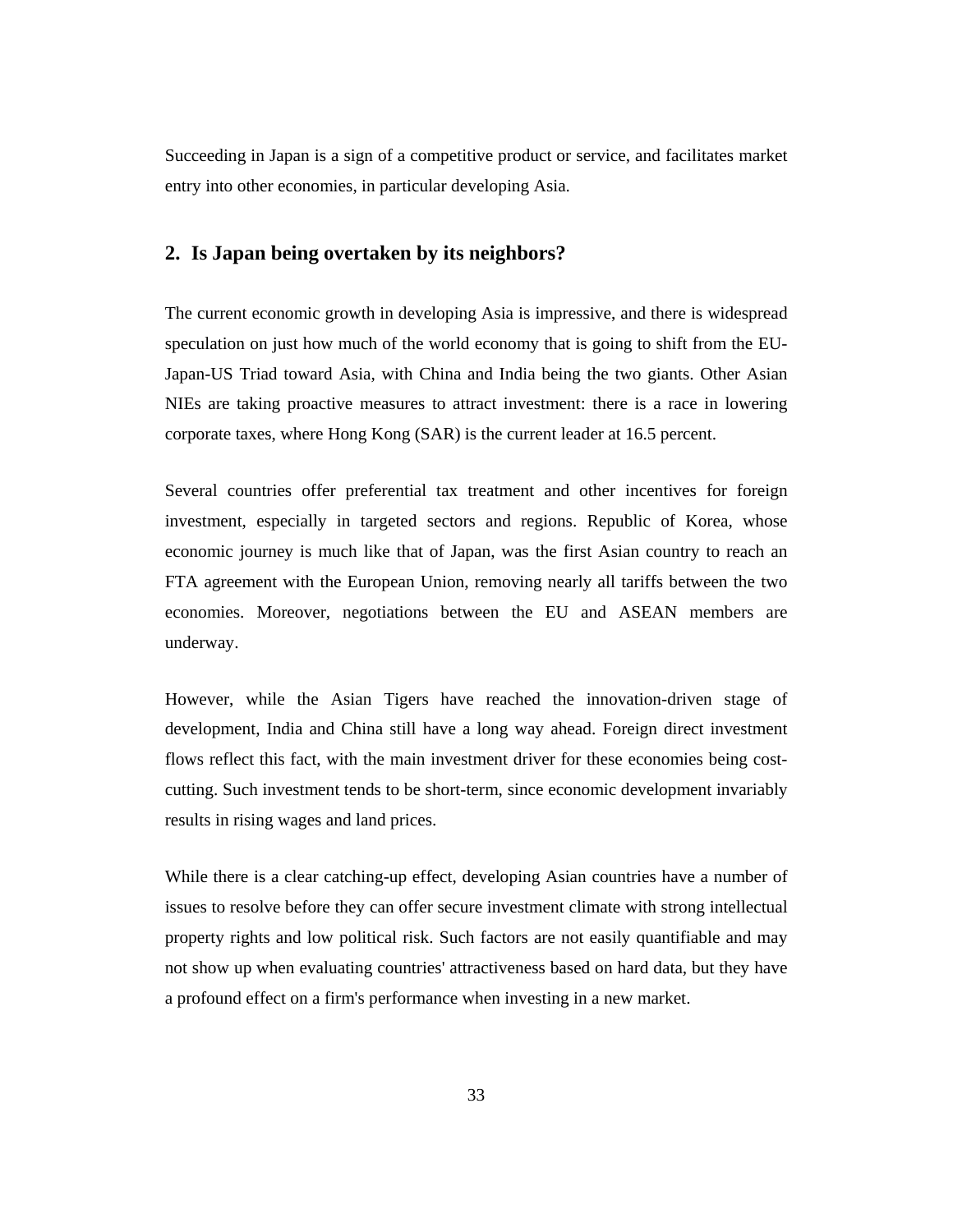Succeeding in Japan is a sign of a competitive product or service, and facilitates market entry into other economies, in particular developing Asia.

## 2. Is Japan being overtaken by its neighbors?

The current economic growth in developing Asia is impressive, and there is widespread speculation on just how much of the world economy that is going to shift from the EU-Japan-US Triad toward Asia, with China and India being the two giants. Other Asian NIEs are taking proactive measures to attract investment: there is a race in lowering corporate taxes, where Hong Kong (SAR) is the current leader at 16.5 percent.

Several countries offer preferential tax treatment and other incentives for foreign investment, especially in targeted sectors and regions. Republic of Korea, whose economic journey is much like that of Japan, was the first Asian country to reach an FTA agreement with the European Union, removing nearly all tariffs between the two economies. Moreover, negotiations between the EU and ASEAN members are underway.

However, while the Asian Tigers have reached the innovation-driven stage of development, India and China still have a long way ahead. Foreign direct investment flows reflect this fact, with the main investment driver for these economies being cost-cutting. Such investment tends to be short-term, since economic development invariably results in rising wages and land prices.

While there is a clear catching-up effect, developing Asian countries have a number of issues to resolve before they can offer secure investment climate with strong intellectual property rights and low political risk. Such factors are not easily quantifiable and may not show up when evaluating countries' attractiveness based on hard data, but they have a profound effect on a firm's performance when investing in a new market.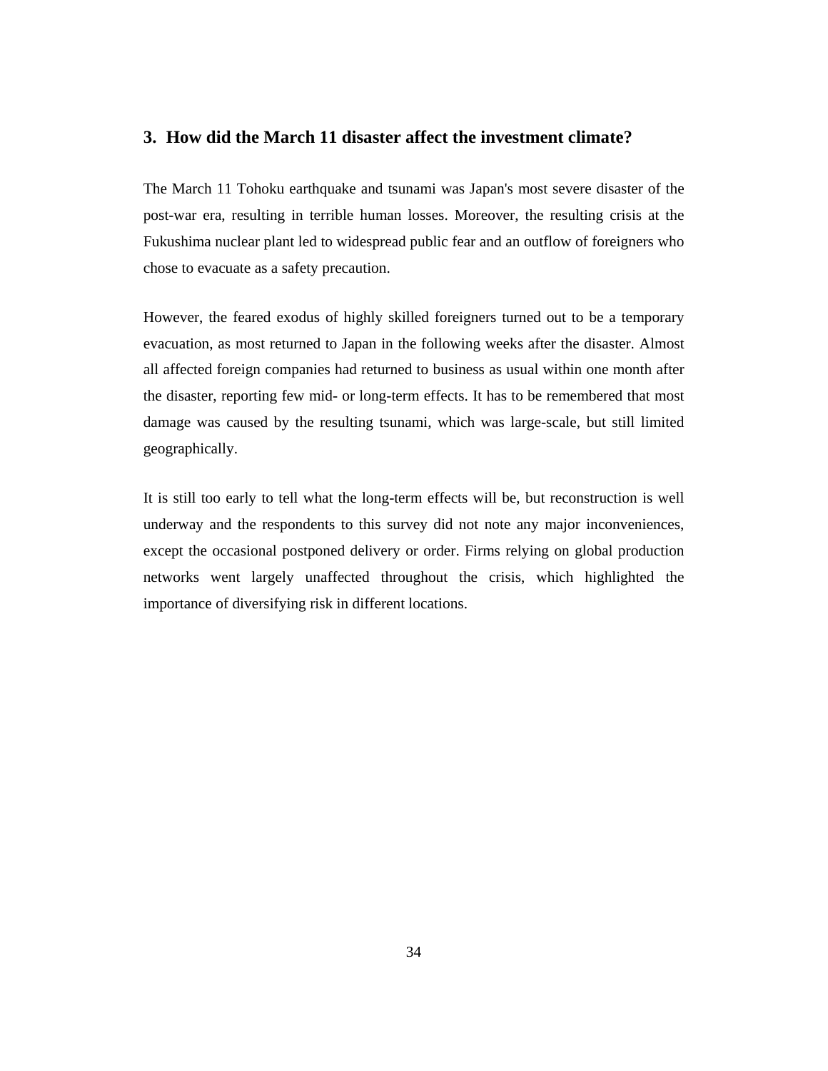## 3. How did the March 11 disaster affect the investment climate?

The March 11 Tohoku earthquake and tsunami was Japan's most severe disaster of the post-war era, resulting in terrible human losses. Moreover, the resulting crisis at the Fukushima nuclear plant led to widespread public fear and an outflow of foreigners who chose to evacuate as a safety precaution.

However, the feared exodus of highly skilled foreigners turned out to be a temporary evacuation, as most returned to Japan in the following weeks after the disaster. Almost all affected foreign companies had returned to business as usual within one month after the disaster, reporting few mid- or long-term effects. It has to be remembered that most damage was caused by the resulting tsunami, which was large-scale, but still limited geographically.

It is still too early to tell what the long-term effects will be, but reconstruction is well underway and the respondents to this survey did not note any major inconveniences, except the occasional postponed delivery or order. Firms relying on global production networks went largely unaffected throughout the crisis, which highlighted the importance of diversifying risk in different locations.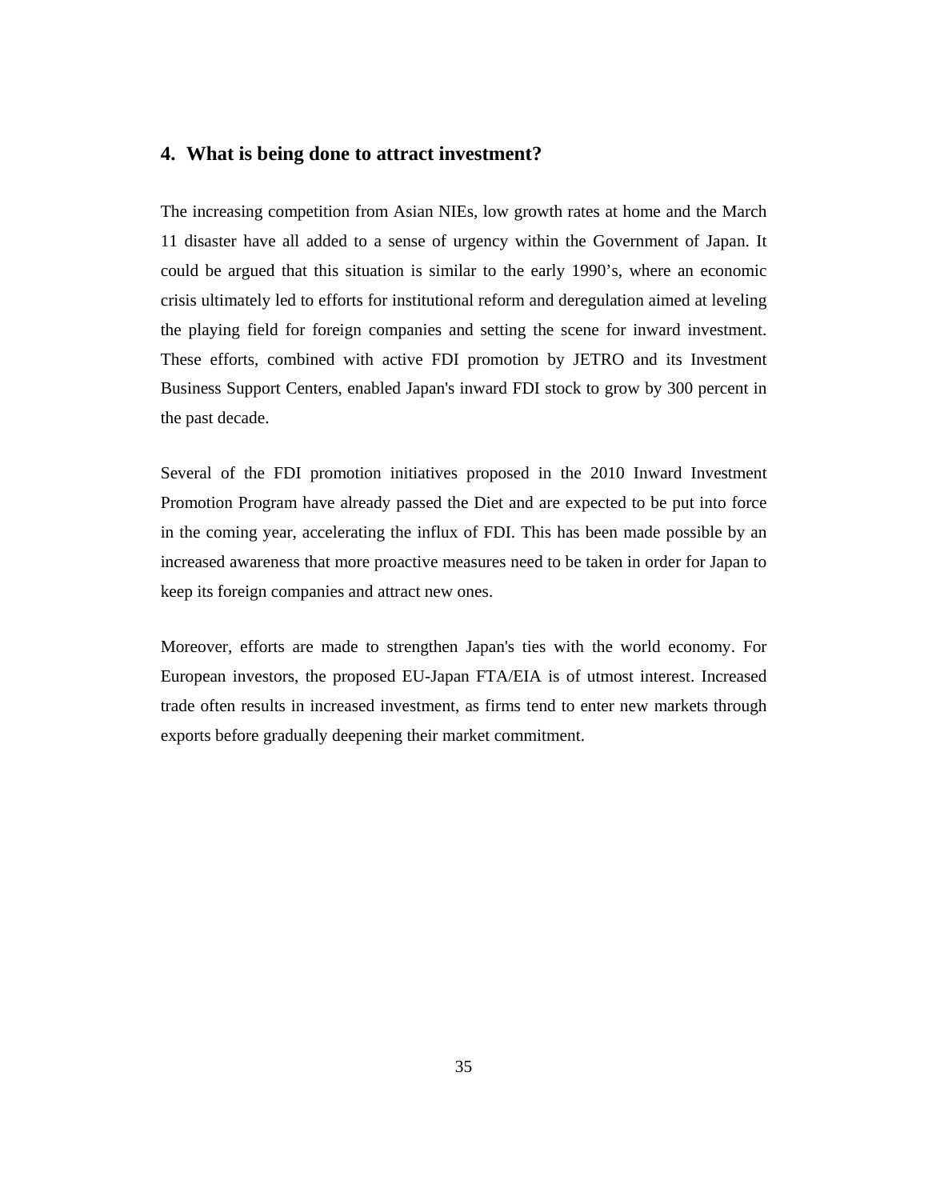## 4. What is being done to attract investment?

The increasing competition from Asian NIEs, low growth rates at home and the March 11 disaster have all added to a sense of urgency within the Government of Japan. It could be argued that this situation is similar to the early 1990's, where an economic crisis ultimately led to efforts for institutional reform and deregulation aimed at leveling the playing field for foreign companies and setting the scene for inward investment. These efforts, combined with active FDI promotion by JETRO and its Investment Business Support Centers, enabled Japan's inward FDI stock to grow by 300 percent in the past decade.

Several of the FDI promotion initiatives proposed in the 2010 Inward Investment Promotion Program have already passed the Diet and are expected to be put into force in the coming year, accelerating the influx of FDI. This has been made possible by an increased awareness that more proactive measures need to be taken in order for Japan to keep its foreign companies and attract new ones.

Moreover, efforts are made to strengthen Japan's ties with the world economy. For European investors, the proposed EU-Japan FTA/EIA is of utmost interest. Increased trade often results in increased investment, as firms tend to enter new markets through exports before gradually deepening their market commitment.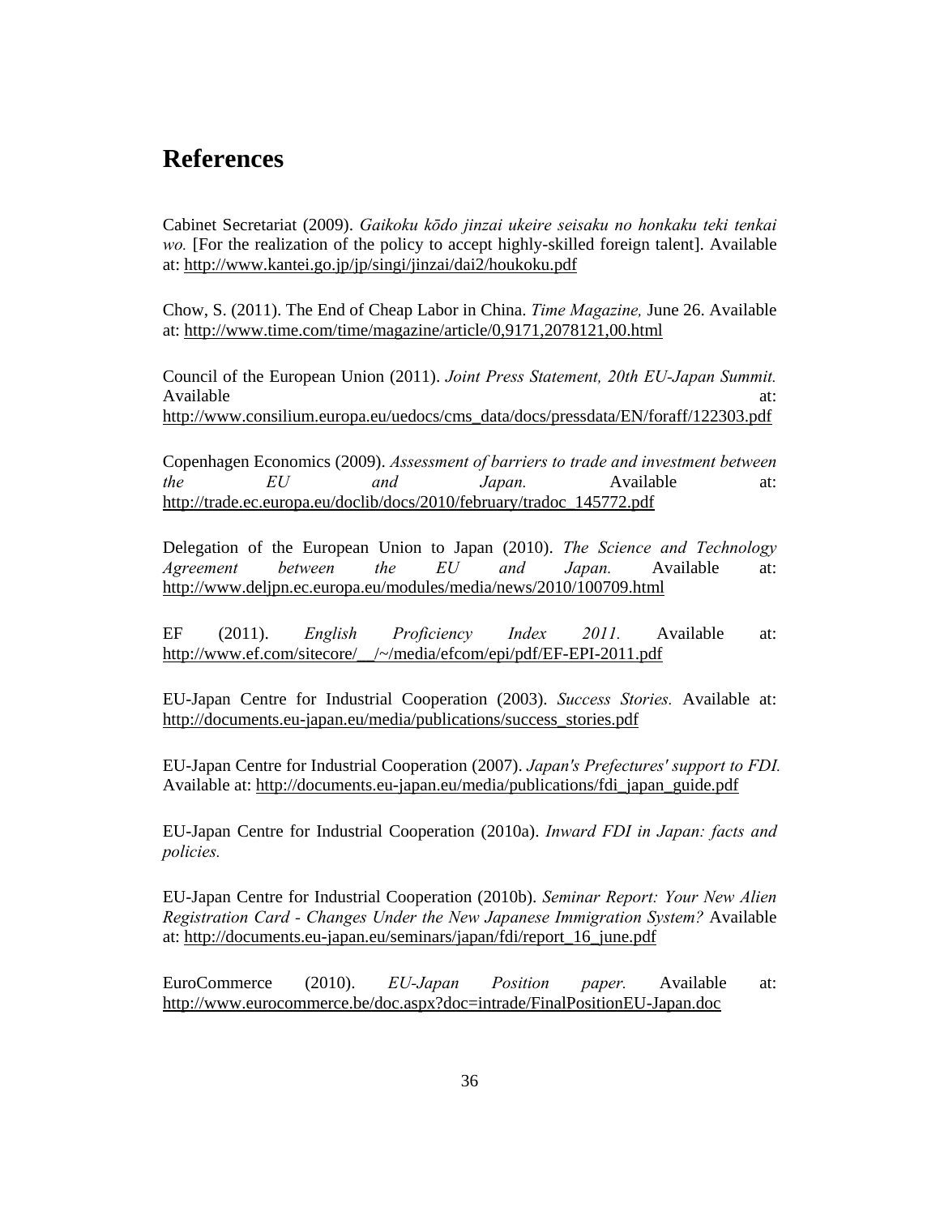# References

Cabinet Secretariat (2009). *Gaikoku kōdo jinzai ukeire seisaku no honkaku teki tenkai wo.* [For the realization of the policy to accept highly-skilled foreign talent]. Available at: http://www.kantei.go.jp/jp/singi/jinzai/dai2/houkoku.pdf

Chow, S. (2011). The End of Cheap Labor in China. *Time Magazine,* June 26. Available at: http://www.time.com/time/magazine/article/0,9171,2078121,00.html

Council of the European Union (2011). *Joint Press Statement, 20th EU-Japan Summit.* Available at: http://www.consilium.europa.eu/uedocs/cms_data/docs/pressdata/EN/foraff/122303.pdf

Copenhagen Economics (2009). *Assessment of barriers to trade and investment between the EU and Japan.* Available at: http://trade.ec.europa.eu/doclib/docs/2010/february/tradoc_145772.pdf

Delegation of the European Union to Japan (2010). *The Science and Technology Agreement between the EU and Japan.* Available at: http://www.deljpn.ec.europa.eu/modules/media/news/2010/100709.html

EF (2011). *English Proficiency Index 2011.* Available at: http://www.ef.com/sitecore/__/~/media/efcom/epi/pdf/EF-EPI-2011.pdf

EU-Japan Centre for Industrial Cooperation (2003). *Success Stories.* Available at: http://documents.eu-japan.eu/media/publications/success_stories.pdf

EU-Japan Centre for Industrial Cooperation (2007). *Japan's Prefectures' support to FDI.* Available at: http://documents.eu-japan.eu/media/publications/fdi_japan_guide.pdf

EU-Japan Centre for Industrial Cooperation (2010a). *Inward FDI in Japan: facts and policies.*

EU-Japan Centre for Industrial Cooperation (2010b). *Seminar Report: Your New Alien Registration Card - Changes Under the New Japanese Immigration System?* Available at: http://documents.eu-japan.eu/seminars/japan/fdi/report_16_june.pdf

EuroCommerce (2010). *EU-Japan Position paper.* Available at: http://www.eurocommerce.be/doc.aspx?doc=intrade/FinalPositionEU-Japan.doc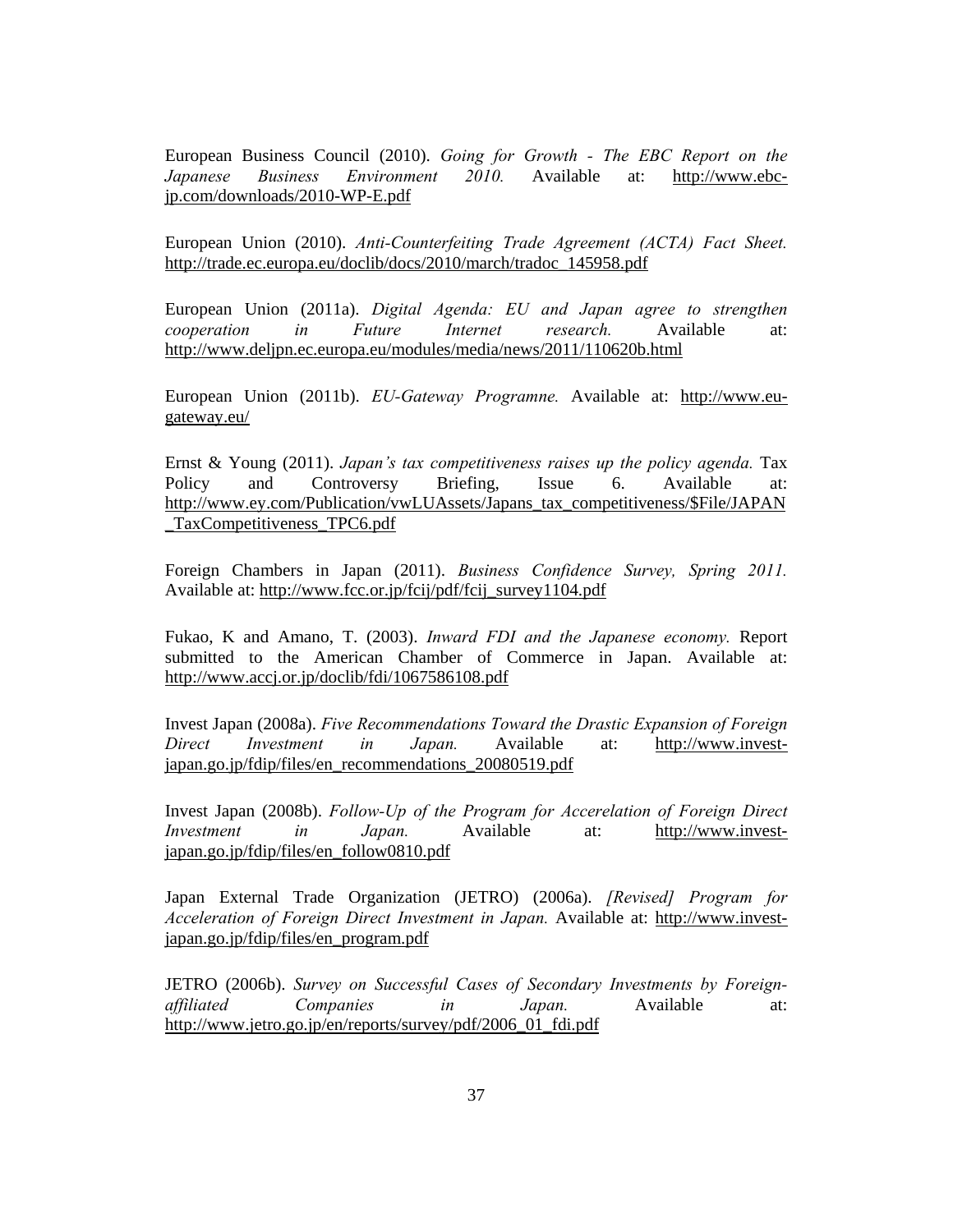European Business Council (2010). *Going for Growth - The EBC Report on the Japanese Business Environment 2010.* Available at: http://www.ebc-jp.com/downloads/2010-WP-E.pdf

European Union (2010). *Anti-Counterfeiting Trade Agreement (ACTA) Fact Sheet.* http://trade.ec.europa.eu/doclib/docs/2010/march/tradoc_145958.pdf

European Union (2011a). *Digital Agenda: EU and Japan agree to strengthen cooperation in Future Internet research.* Available at: http://www.deljpn.ec.europa.eu/modules/media/news/2011/110620b.html

European Union (2011b). *EU-Gateway Programne.* Available at: http://www.eu-gateway.eu/

Ernst & Young (2011). *Japan's tax competitiveness raises up the policy agenda.* Tax Policy and Controversy Briefing, Issue 6. Available at: http://www.ey.com/Publication/vwLUAssets/Japans_tax_competitiveness/$File/JAPAN_TaxCompetitiveness_TPC6.pdf

Foreign Chambers in Japan (2011). *Business Confidence Survey, Spring 2011.* Available at: http://www.fcc.or.jp/fcij/pdf/fcij_survey1104.pdf

Fukao, K and Amano, T. (2003). *Inward FDI and the Japanese economy.* Report submitted to the American Chamber of Commerce in Japan. Available at: http://www.accj.or.jp/doclib/fdi/1067586108.pdf

Invest Japan (2008a). *Five Recommendations Toward the Drastic Expansion of Foreign Direct Investment in Japan.* Available at: http://www.invest-japan.go.jp/fdip/files/en_recommendations_20080519.pdf

Invest Japan (2008b). *Follow-Up of the Program for Accerelation of Foreign Direct Investment in Japan.* Available at: http://www.invest-japan.go.jp/fdip/files/en_follow0810.pdf

Japan External Trade Organization (JETRO) (2006a). *[Revised] Program for Acceleration of Foreign Direct Investment in Japan.* Available at: http://www.invest-japan.go.jp/fdip/files/en_program.pdf

JETRO (2006b). *Survey on Successful Cases of Secondary Investments by Foreign-affiliated Companies in Japan.* Available at: http://www.jetro.go.jp/en/reports/survey/pdf/2006_01_fdi.pdf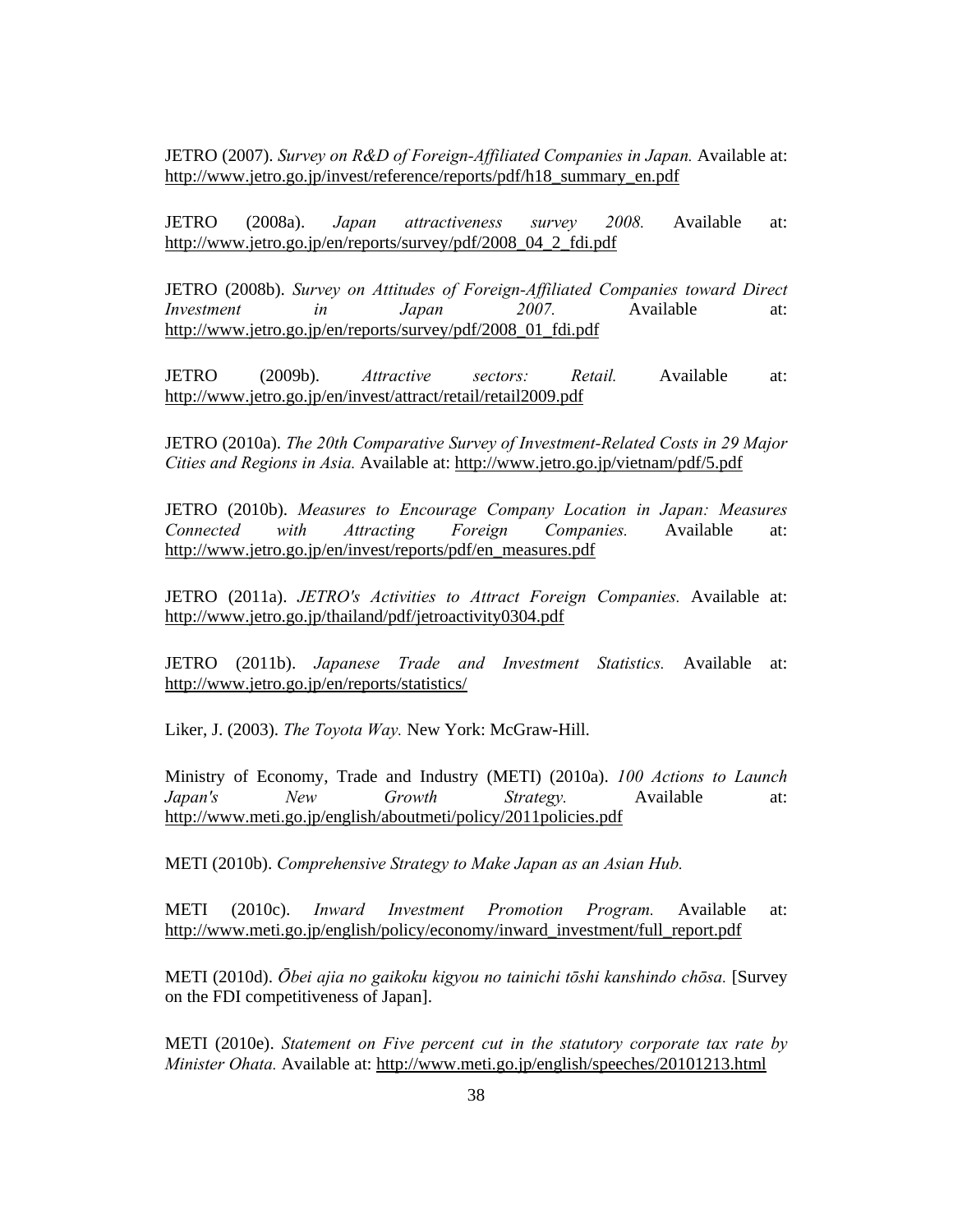JETRO (2007). *Survey on R&D of Foreign-Affiliated Companies in Japan.* Available at: http://www.jetro.go.jp/invest/reference/reports/pdf/h18_summary_en.pdf

JETRO (2008a). *Japan attractiveness survey 2008.* Available at: http://www.jetro.go.jp/en/reports/survey/pdf/2008_04_2_fdi.pdf

JETRO (2008b). *Survey on Attitudes of Foreign-Affiliated Companies toward Direct Investment in Japan 2007.* Available at: http://www.jetro.go.jp/en/reports/survey/pdf/2008_01_fdi.pdf

JETRO (2009b). *Attractive sectors: Retail.* Available at: http://www.jetro.go.jp/en/invest/attract/retail/retail2009.pdf

JETRO (2010a). *The 20th Comparative Survey of Investment-Related Costs in 29 Major Cities and Regions in Asia.* Available at: http://www.jetro.go.jp/vietnam/pdf/5.pdf

JETRO (2010b). *Measures to Encourage Company Location in Japan: Measures Connected with Attracting Foreign Companies.* Available at: http://www.jetro.go.jp/en/invest/reports/pdf/en_measures.pdf

JETRO (2011a). *JETRO's Activities to Attract Foreign Companies.* Available at: http://www.jetro.go.jp/thailand/pdf/jetroactivity0304.pdf

JETRO (2011b). *Japanese Trade and Investment Statistics.* Available at: http://www.jetro.go.jp/en/reports/statistics/

Liker, J. (2003). *The Toyota Way.* New York: McGraw-Hill.

Ministry of Economy, Trade and Industry (METI) (2010a). *100 Actions to Launch Japan's New Growth Strategy.* Available at: http://www.meti.go.jp/english/aboutmeti/policy/2011policies.pdf

METI (2010b). *Comprehensive Strategy to Make Japan as an Asian Hub.*

METI (2010c). *Inward Investment Promotion Program.* Available at: http://www.meti.go.jp/english/policy/economy/inward_investment/full_report.pdf

METI (2010d). *Ōbei ajia no gaikoku kigyou no tainichi tōshi kanshindo chōsa.* [Survey on the FDI competitiveness of Japan].

METI (2010e). *Statement on Five percent cut in the statutory corporate tax rate by Minister Ohata.* Available at: http://www.meti.go.jp/english/speeches/20101213.html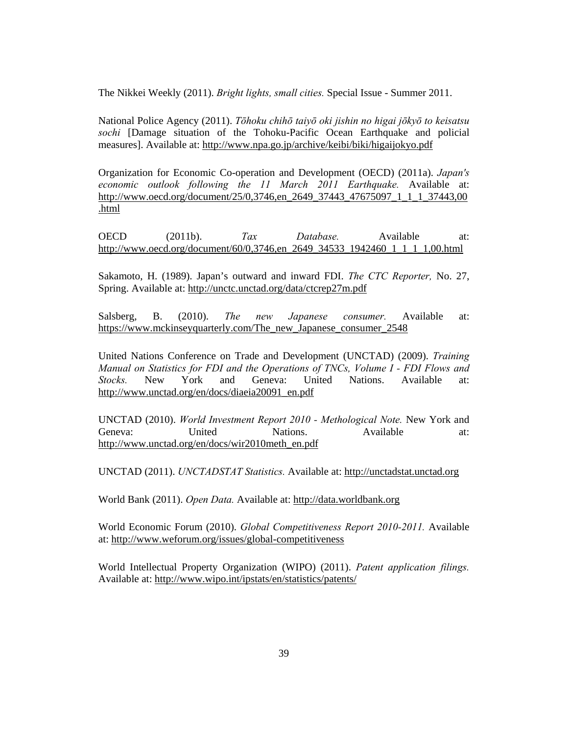The Nikkei Weekly (2011). *Bright lights, small cities.* Special Issue - Summer 2011.

National Police Agency (2011). *Tōhoku chihō taiyō oki jishin no higai jōkyō to keisatsu sochi* [Damage situation of the Tohoku-Pacific Ocean Earthquake and policial measures]. Available at: http://www.npa.go.jp/archive/keibi/biki/higaijokyo.pdf

Organization for Economic Co-operation and Development (OECD) (2011a). *Japan's economic outlook following the 11 March 2011 Earthquake.* Available at: http://www.oecd.org/document/25/0,3746,en_2649_37443_47675097_1_1_1_37443,00.html

OECD (2011b). *Tax Database.* Available at: http://www.oecd.org/document/60/0,3746,en_2649_34533_1942460_1_1_1_1,00.html

Sakamoto, H. (1989). Japan's outward and inward FDI. *The CTC Reporter,* No. 27, Spring. Available at: http://unctc.unctad.org/data/ctcrep27m.pdf

Salsberg, B. (2010). *The new Japanese consumer.* Available at: https://www.mckinseyquarterly.com/The_new_Japanese_consumer_2548

United Nations Conference on Trade and Development (UNCTAD) (2009). *Training Manual on Statistics for FDI and the Operations of TNCs, Volume I - FDI Flows and Stocks.* New York and Geneva: United Nations. Available at: http://www.unctad.org/en/docs/diaeia20091_en.pdf

UNCTAD (2010). *World Investment Report 2010 - Methological Note.* New York and Geneva: United Nations. Available at: http://www.unctad.org/en/docs/wir2010meth_en.pdf

UNCTAD (2011). *UNCTADSTAT Statistics.* Available at: http://unctadstat.unctad.org

World Bank (2011). *Open Data.* Available at: http://data.worldbank.org

World Economic Forum (2010). *Global Competitiveness Report 2010-2011.* Available at: http://www.weforum.org/issues/global-competitiveness

World Intellectual Property Organization (WIPO) (2011). *Patent application filings.* Available at: http://www.wipo.int/ipstats/en/statistics/patents/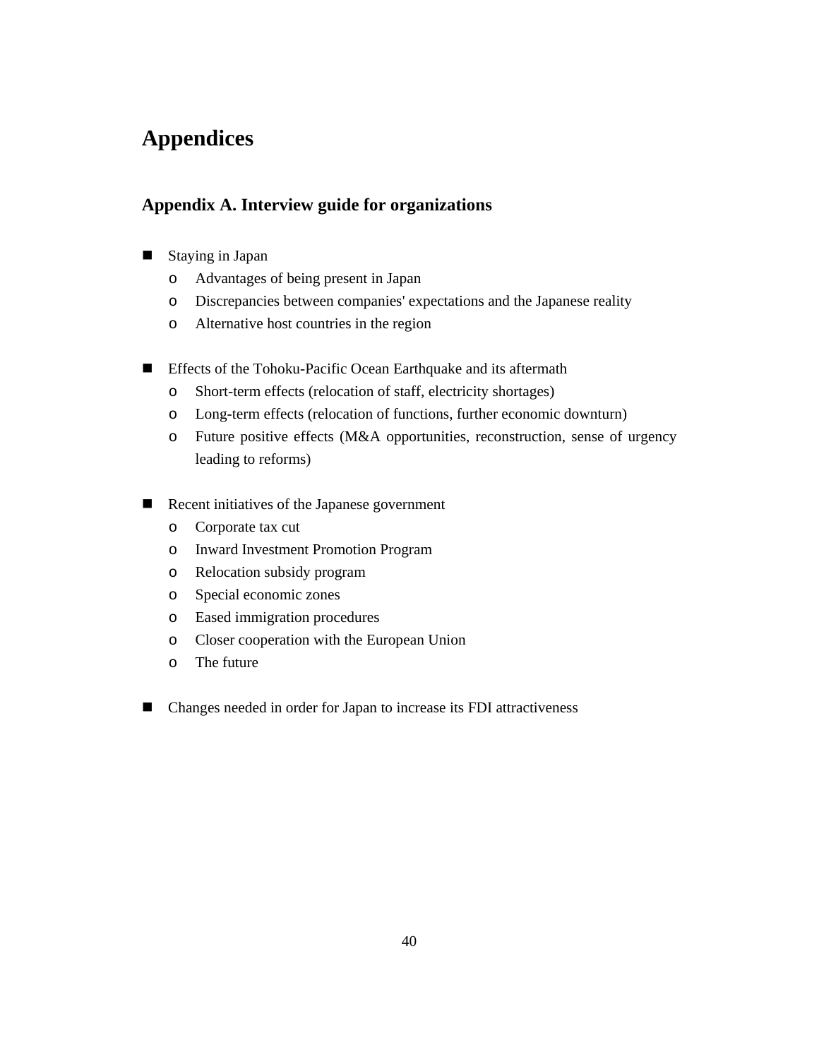# Appendices

## Appendix A. Interview guide for organizations

- Staying in Japan
  - Advantages of being present in Japan
  - Discrepancies between companies' expectations and the Japanese reality
  - Alternative host countries in the region

- Effects of the Tohoku-Pacific Ocean Earthquake and its aftermath
  - Short-term effects (relocation of staff, electricity shortages)
  - Long-term effects (relocation of functions, further economic downturn)
  - Future positive effects (M&A opportunities, reconstruction, sense of urgency leading to reforms)

- Recent initiatives of the Japanese government
  - Corporate tax cut
  - Inward Investment Promotion Program
  - Relocation subsidy program
  - Special economic zones
  - Eased immigration procedures
  - Closer cooperation with the European Union
  - The future

- Changes needed in order for Japan to increase its FDI attractiveness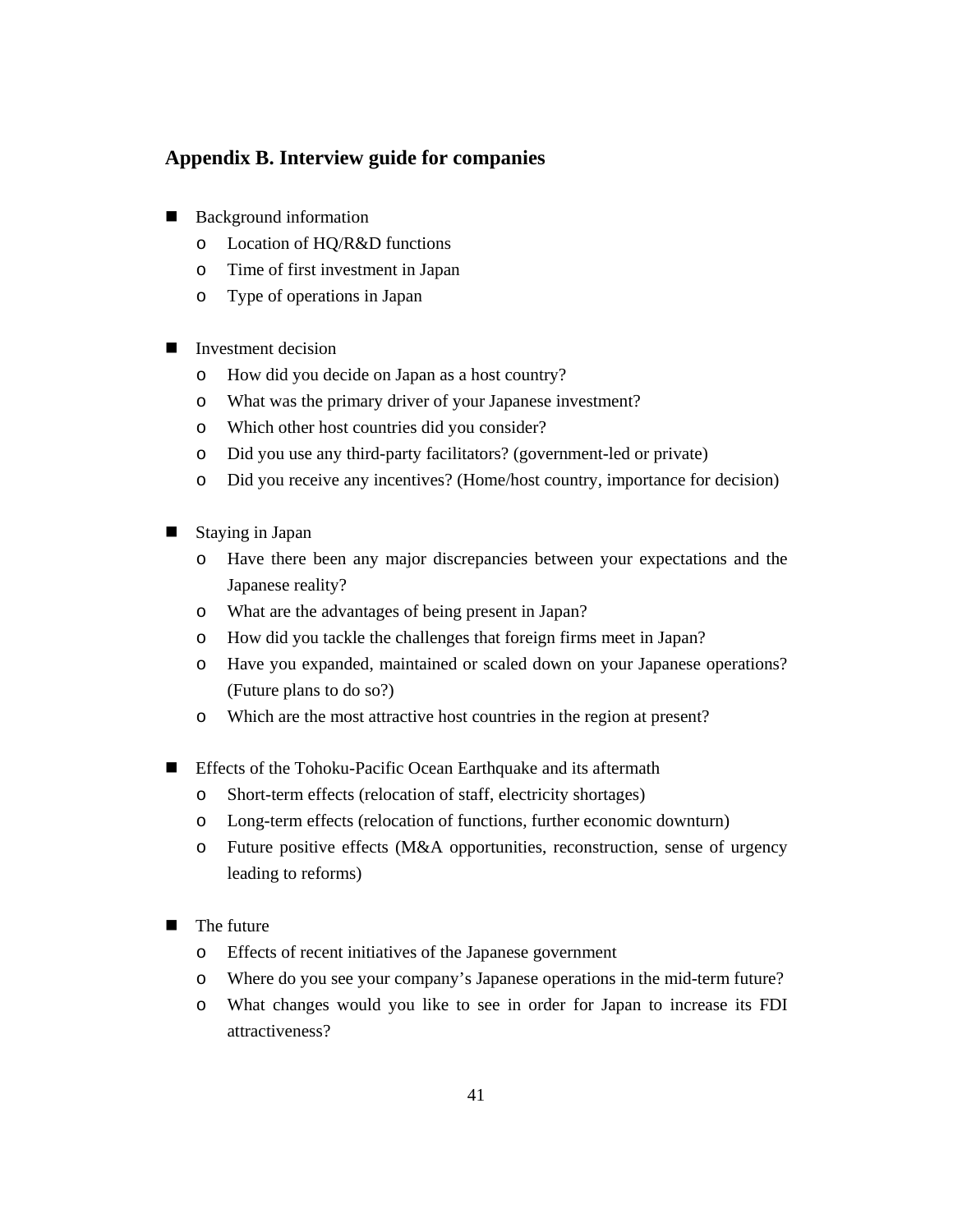## Appendix B. Interview guide for companies

- Background information
  - Location of HQ/R&D functions
  - Time of first investment in Japan
  - Type of operations in Japan

- Investment decision
  - How did you decide on Japan as a host country?
  - What was the primary driver of your Japanese investment?
  - Which other host countries did you consider?
  - Did you use any third-party facilitators? (government-led or private)
  - Did you receive any incentives? (Home/host country, importance for decision)

- Staying in Japan
  - Have there been any major discrepancies between your expectations and the Japanese reality?
  - What are the advantages of being present in Japan?
  - How did you tackle the challenges that foreign firms meet in Japan?
  - Have you expanded, maintained or scaled down on your Japanese operations? (Future plans to do so?)
  - Which are the most attractive host countries in the region at present?

- Effects of the Tohoku-Pacific Ocean Earthquake and its aftermath
  - Short-term effects (relocation of staff, electricity shortages)
  - Long-term effects (relocation of functions, further economic downturn)
  - Future positive effects (M&A opportunities, reconstruction, sense of urgency leading to reforms)

- The future
  - Effects of recent initiatives of the Japanese government
  - Where do you see your company's Japanese operations in the mid-term future?
  - What changes would you like to see in order for Japan to increase its FDI attractiveness?